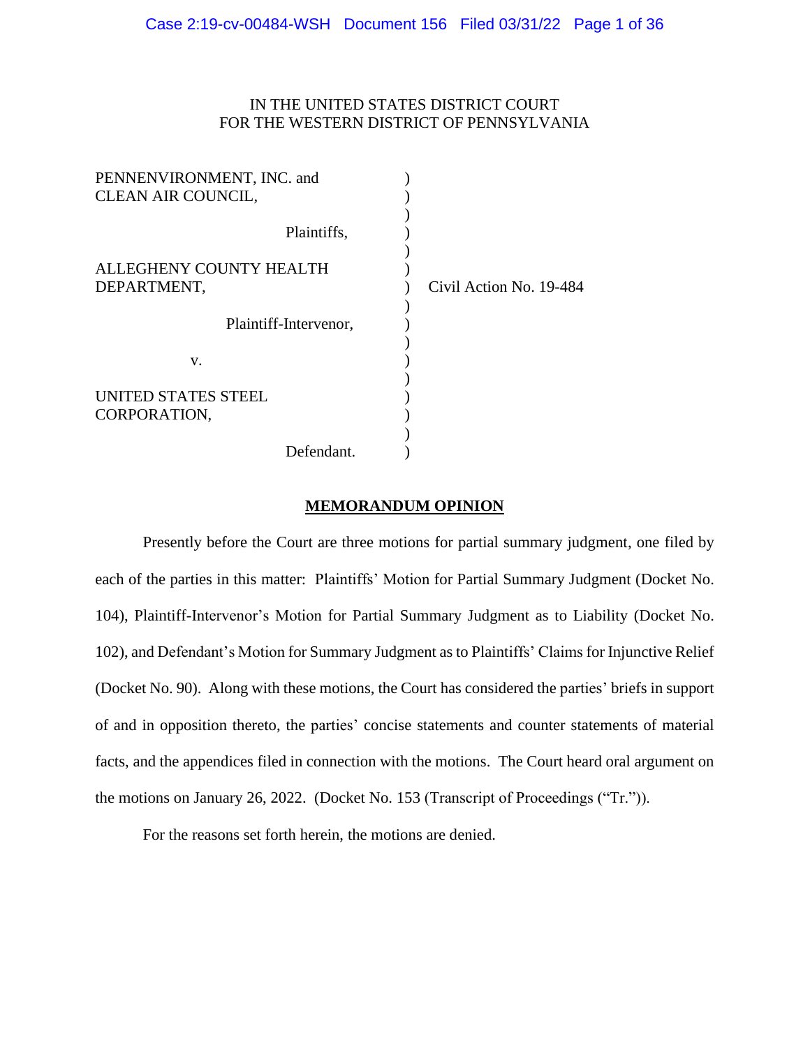IN THE UNITED STATES DISTRICT COURT
FOR THE WESTERN DISTRICT OF PENNSYLVANIA

| | | |
|---|---|---|
| PENNENVIRONMENT, INC. and CLEAN AIR COUNCIL, | ) | |
| Plaintiffs, | ) | |
| ALLEGHENY COUNTY HEALTH DEPARTMENT, | ) | Civil Action No. 19-484 |
| Plaintiff-Intervenor, | ) | |
| v. | ) | |
| UNITED STATES STEEL CORPORATION, | ) | |
| Defendant. | ) | |

## MEMORANDUM OPINION

Presently before the Court are three motions for partial summary judgment, one filed by each of the parties in this matter: Plaintiffs' Motion for Partial Summary Judgment (Docket No. 104), Plaintiff-Intervenor's Motion for Partial Summary Judgment as to Liability (Docket No. 102), and Defendant's Motion for Summary Judgment as to Plaintiffs' Claims for Injunctive Relief (Docket No. 90). Along with these motions, the Court has considered the parties' briefs in support of and in opposition thereto, the parties' concise statements and counter statements of material facts, and the appendices filed in connection with the motions. The Court heard oral argument on the motions on January 26, 2022. (Docket No. 153 (Transcript of Proceedings ("Tr.")).

For the reasons set forth herein, the motions are denied.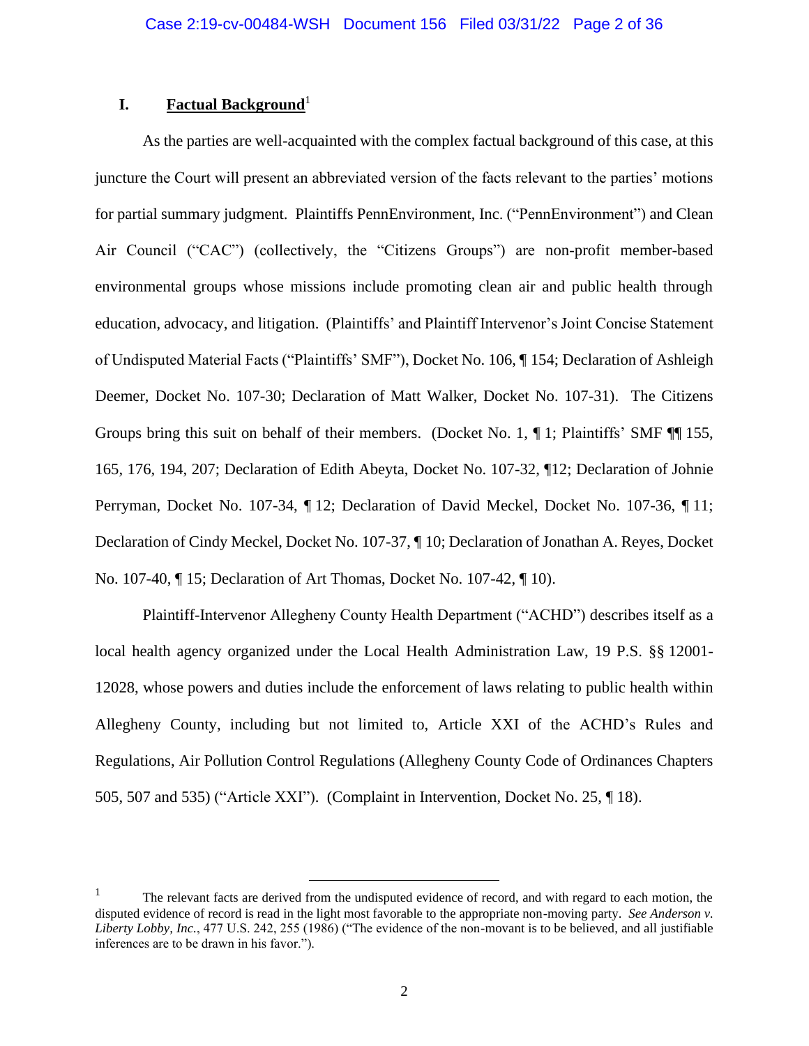## I. **Factual Background**[1]

As the parties are well-acquainted with the complex factual background of this case, at this juncture the Court will present an abbreviated version of the facts relevant to the parties' motions for partial summary judgment. Plaintiffs PennEnvironment, Inc. ("PennEnvironment") and Clean Air Council ("CAC") (collectively, the "Citizens Groups") are non-profit member-based environmental groups whose missions include promoting clean air and public health through education, advocacy, and litigation. (Plaintiffs' and Plaintiff Intervenor's Joint Concise Statement of Undisputed Material Facts ("Plaintiffs' SMF"), Docket No. 106, ¶ 154; Declaration of Ashleigh Deemer, Docket No. 107-30; Declaration of Matt Walker, Docket No. 107-31). The Citizens Groups bring this suit on behalf of their members. (Docket No. 1, ¶ 1; Plaintiffs' SMF ¶¶ 155, 165, 176, 194, 207; Declaration of Edith Abeyta, Docket No. 107-32, ¶12; Declaration of Johnie Perryman, Docket No. 107-34, ¶ 12; Declaration of David Meckel, Docket No. 107-36, ¶ 11; Declaration of Cindy Meckel, Docket No. 107-37, ¶ 10; Declaration of Jonathan A. Reyes, Docket No. 107-40, ¶ 15; Declaration of Art Thomas, Docket No. 107-42, ¶ 10).

Plaintiff-Intervenor Allegheny County Health Department ("ACHD") describes itself as a local health agency organized under the Local Health Administration Law, 19 P.S. §§ 12001-12028, whose powers and duties include the enforcement of laws relating to public health within Allegheny County, including but not limited to, Article XXI of the ACHD's Rules and Regulations, Air Pollution Control Regulations (Allegheny County Code of Ordinances Chapters 505, 507 and 535) ("Article XXI"). (Complaint in Intervention, Docket No. 25, ¶ 18).

---

[1] The relevant facts are derived from the undisputed evidence of record, and with regard to each motion, the disputed evidence of record is read in the light most favorable to the appropriate non-moving party. *See Anderson v. Liberty Lobby, Inc.*, 477 U.S. 242, 255 (1986) ("The evidence of the non-movant is to be believed, and all justifiable inferences are to be drawn in his favor.").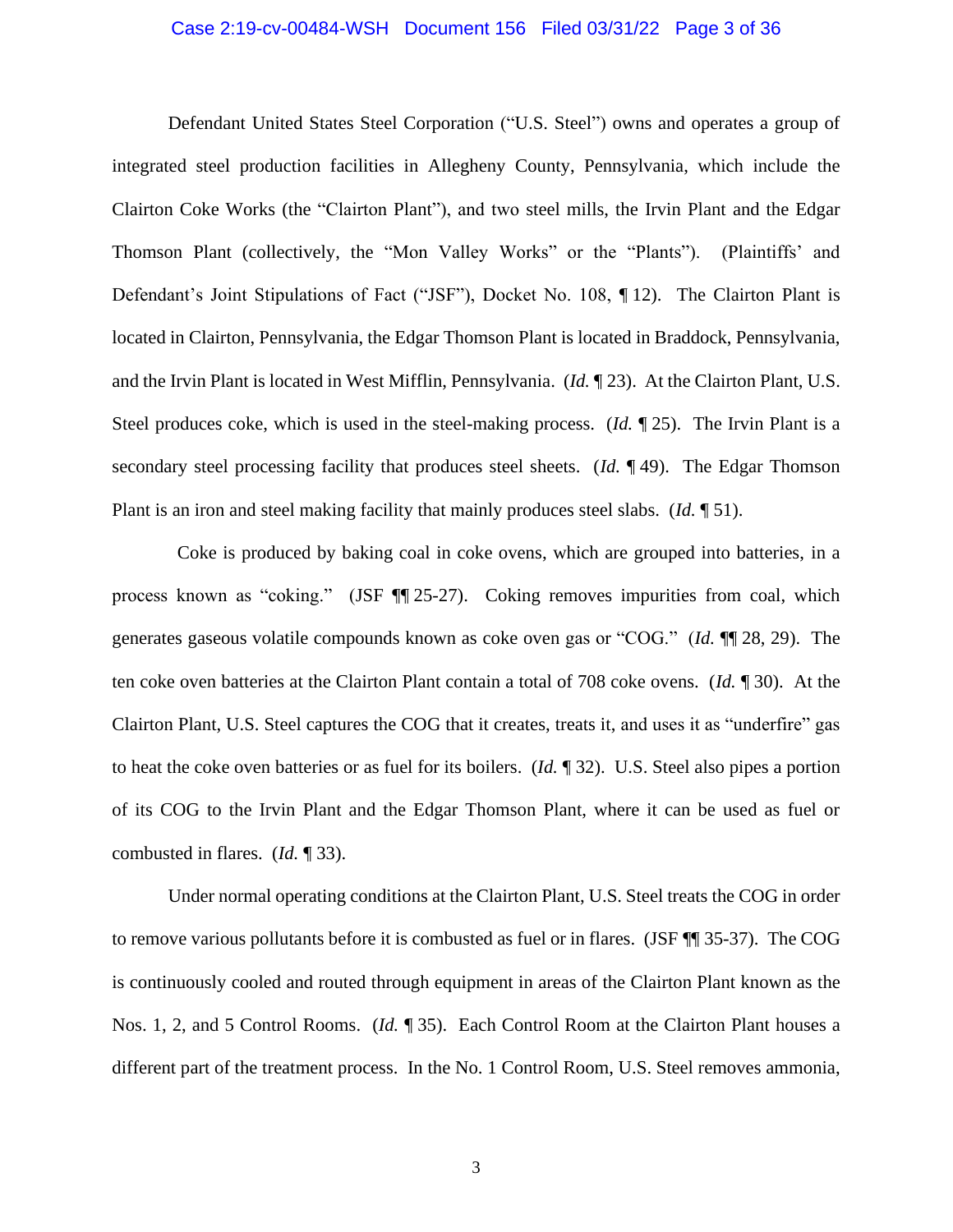Defendant United States Steel Corporation ("U.S. Steel") owns and operates a group of integrated steel production facilities in Allegheny County, Pennsylvania, which include the Clairton Coke Works (the "Clairton Plant"), and two steel mills, the Irvin Plant and the Edgar Thomson Plant (collectively, the "Mon Valley Works" or the "Plants"). (Plaintiffs' and Defendant's Joint Stipulations of Fact ("JSF"), Docket No. 108, ¶ 12). The Clairton Plant is located in Clairton, Pennsylvania, the Edgar Thomson Plant is located in Braddock, Pennsylvania, and the Irvin Plant is located in West Mifflin, Pennsylvania. (*Id.* ¶ 23). At the Clairton Plant, U.S. Steel produces coke, which is used in the steel-making process. (*Id.* ¶ 25). The Irvin Plant is a secondary steel processing facility that produces steel sheets. (*Id.* ¶ 49). The Edgar Thomson Plant is an iron and steel making facility that mainly produces steel slabs. (*Id.* ¶ 51).

Coke is produced by baking coal in coke ovens, which are grouped into batteries, in a process known as "coking." (JSF ¶¶ 25-27). Coking removes impurities from coal, which generates gaseous volatile compounds known as coke oven gas or "COG." (*Id.* ¶¶ 28, 29). The ten coke oven batteries at the Clairton Plant contain a total of 708 coke ovens. (*Id.* ¶ 30). At the Clairton Plant, U.S. Steel captures the COG that it creates, treats it, and uses it as "underfire" gas to heat the coke oven batteries or as fuel for its boilers. (*Id.* ¶ 32). U.S. Steel also pipes a portion of its COG to the Irvin Plant and the Edgar Thomson Plant, where it can be used as fuel or combusted in flares. (*Id.* ¶ 33).

Under normal operating conditions at the Clairton Plant, U.S. Steel treats the COG in order to remove various pollutants before it is combusted as fuel or in flares. (JSF ¶¶ 35-37). The COG is continuously cooled and routed through equipment in areas of the Clairton Plant known as the Nos. 1, 2, and 5 Control Rooms. (*Id.* ¶ 35). Each Control Room at the Clairton Plant houses a different part of the treatment process. In the No. 1 Control Room, U.S. Steel removes ammonia,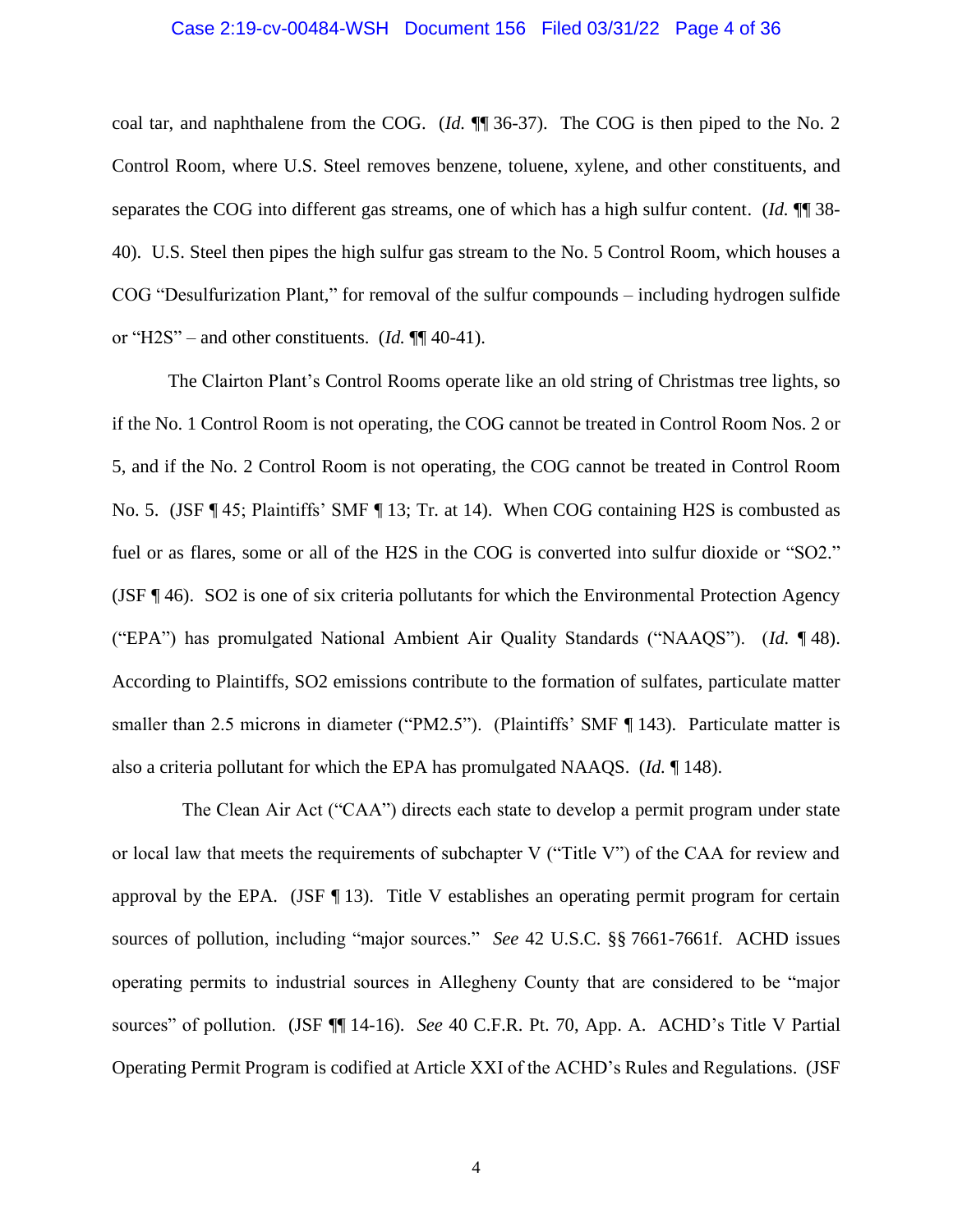coal tar, and naphthalene from the COG. (*Id.* ¶¶ 36-37). The COG is then piped to the No. 2 Control Room, where U.S. Steel removes benzene, toluene, xylene, and other constituents, and separates the COG into different gas streams, one of which has a high sulfur content. (*Id.* ¶¶ 38-40). U.S. Steel then pipes the high sulfur gas stream to the No. 5 Control Room, which houses a COG "Desulfurization Plant," for removal of the sulfur compounds – including hydrogen sulfide or "H2S" – and other constituents. (*Id.* ¶¶ 40-41).

The Clairton Plant's Control Rooms operate like an old string of Christmas tree lights, so if the No. 1 Control Room is not operating, the COG cannot be treated in Control Room Nos. 2 or 5, and if the No. 2 Control Room is not operating, the COG cannot be treated in Control Room No. 5. (JSF ¶ 45; Plaintiffs' SMF ¶ 13; Tr. at 14). When COG containing H2S is combusted as fuel or as flares, some or all of the H2S in the COG is converted into sulfur dioxide or "SO2." (JSF ¶ 46). SO2 is one of six criteria pollutants for which the Environmental Protection Agency ("EPA") has promulgated National Ambient Air Quality Standards ("NAAQS"). (*Id.* ¶ 48). According to Plaintiffs, SO2 emissions contribute to the formation of sulfates, particulate matter smaller than 2.5 microns in diameter ("PM2.5"). (Plaintiffs' SMF ¶ 143). Particulate matter is also a criteria pollutant for which the EPA has promulgated NAAQS. (*Id.* ¶ 148).

The Clean Air Act ("CAA") directs each state to develop a permit program under state or local law that meets the requirements of subchapter V ("Title V") of the CAA for review and approval by the EPA. (JSF ¶ 13). Title V establishes an operating permit program for certain sources of pollution, including "major sources." *See* 42 U.S.C. §§ 7661-7661f. ACHD issues operating permits to industrial sources in Allegheny County that are considered to be "major sources" of pollution. (JSF ¶¶ 14-16). *See* 40 C.F.R. Pt. 70, App. A. ACHD's Title V Partial Operating Permit Program is codified at Article XXI of the ACHD's Rules and Regulations. (JSF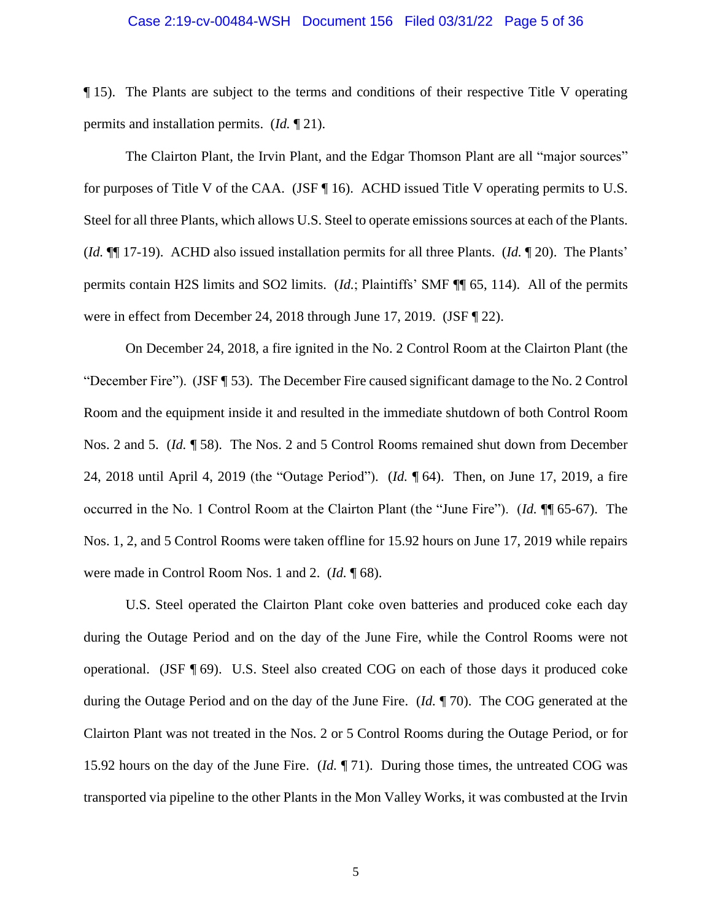¶ 15). The Plants are subject to the terms and conditions of their respective Title V operating permits and installation permits. (*Id.* ¶ 21).

The Clairton Plant, the Irvin Plant, and the Edgar Thomson Plant are all "major sources" for purposes of Title V of the CAA. (JSF ¶ 16). ACHD issued Title V operating permits to U.S. Steel for all three Plants, which allows U.S. Steel to operate emissions sources at each of the Plants. (*Id.* ¶¶ 17-19). ACHD also issued installation permits for all three Plants. (*Id.* ¶ 20). The Plants' permits contain H2S limits and SO2 limits. (*Id.*; Plaintiffs' SMF ¶¶ 65, 114). All of the permits were in effect from December 24, 2018 through June 17, 2019. (JSF ¶ 22).

On December 24, 2018, a fire ignited in the No. 2 Control Room at the Clairton Plant (the "December Fire"). (JSF ¶ 53). The December Fire caused significant damage to the No. 2 Control Room and the equipment inside it and resulted in the immediate shutdown of both Control Room Nos. 2 and 5. (*Id.* ¶ 58). The Nos. 2 and 5 Control Rooms remained shut down from December 24, 2018 until April 4, 2019 (the "Outage Period"). (*Id.* ¶ 64). Then, on June 17, 2019, a fire occurred in the No. 1 Control Room at the Clairton Plant (the "June Fire"). (*Id.* ¶¶ 65-67). The Nos. 1, 2, and 5 Control Rooms were taken offline for 15.92 hours on June 17, 2019 while repairs were made in Control Room Nos. 1 and 2. (*Id.* ¶ 68).

U.S. Steel operated the Clairton Plant coke oven batteries and produced coke each day during the Outage Period and on the day of the June Fire, while the Control Rooms were not operational. (JSF ¶ 69). U.S. Steel also created COG on each of those days it produced coke during the Outage Period and on the day of the June Fire. (*Id.* ¶ 70). The COG generated at the Clairton Plant was not treated in the Nos. 2 or 5 Control Rooms during the Outage Period, or for 15.92 hours on the day of the June Fire. (*Id.* ¶ 71). During those times, the untreated COG was transported via pipeline to the other Plants in the Mon Valley Works, it was combusted at the Irvin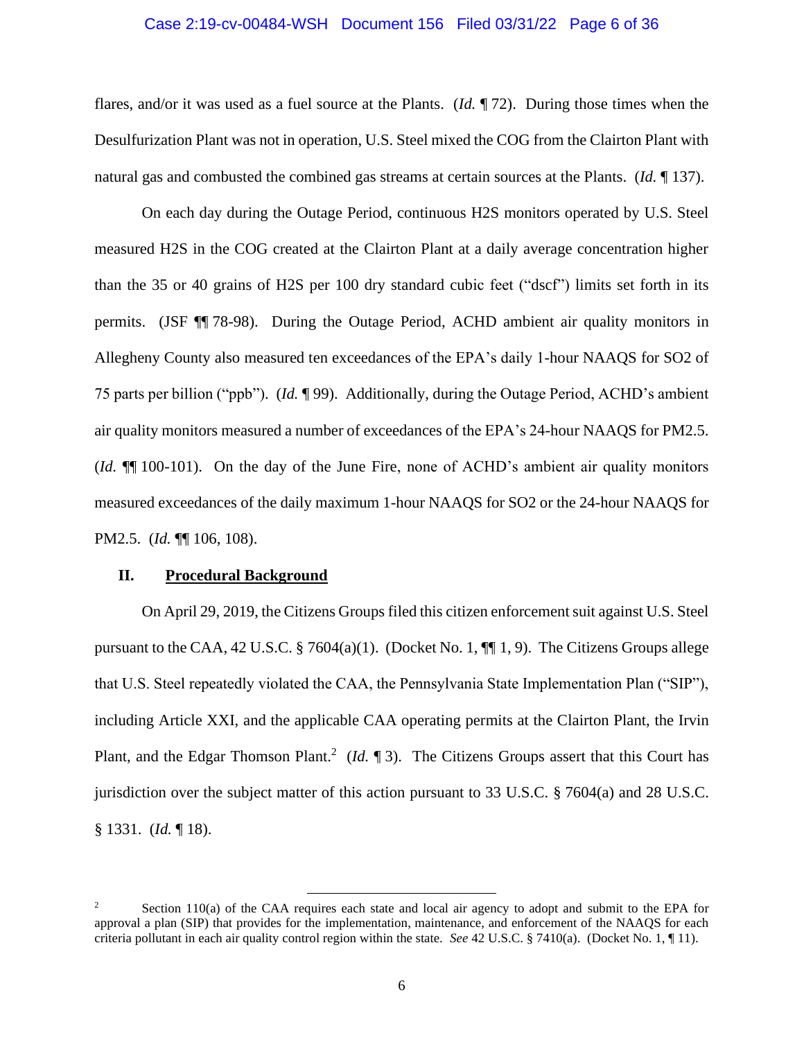flares, and/or it was used as a fuel source at the Plants. (*Id.* ¶ 72). During those times when the Desulfurization Plant was not in operation, U.S. Steel mixed the COG from the Clairton Plant with natural gas and combusted the combined gas streams at certain sources at the Plants. (*Id.* ¶ 137).

On each day during the Outage Period, continuous H2S monitors operated by U.S. Steel measured H2S in the COG created at the Clairton Plant at a daily average concentration higher than the 35 or 40 grains of H2S per 100 dry standard cubic feet ("dscf") limits set forth in its permits. (JSF ¶¶ 78-98). During the Outage Period, ACHD ambient air quality monitors in Allegheny County also measured ten exceedances of the EPA's daily 1-hour NAAQS for SO2 of 75 parts per billion ("ppb"). (*Id.* ¶ 99). Additionally, during the Outage Period, ACHD's ambient air quality monitors measured a number of exceedances of the EPA's 24-hour NAAQS for PM2.5. (*Id.* ¶¶ 100-101). On the day of the June Fire, none of ACHD's ambient air quality monitors measured exceedances of the daily maximum 1-hour NAAQS for SO2 or the 24-hour NAAQS for PM2.5. (*Id.* ¶¶ 106, 108).

## II. Procedural Background

On April 29, 2019, the Citizens Groups filed this citizen enforcement suit against U.S. Steel pursuant to the CAA, 42 U.S.C. § 7604(a)(1). (Docket No. 1, ¶¶ 1, 9). The Citizens Groups allege that U.S. Steel repeatedly violated the CAA, the Pennsylvania State Implementation Plan ("SIP"), including Article XXI, and the applicable CAA operating permits at the Clairton Plant, the Irvin Plant, and the Edgar Thomson Plant.[2] (*Id.* ¶ 3). The Citizens Groups assert that this Court has jurisdiction over the subject matter of this action pursuant to 33 U.S.C. § 7604(a) and 28 U.S.C. § 1331. (*Id.* ¶ 18).

---

[2] Section 110(a) of the CAA requires each state and local air agency to adopt and submit to the EPA for approval a plan (SIP) that provides for the implementation, maintenance, and enforcement of the NAAQS for each criteria pollutant in each air quality control region within the state. *See* 42 U.S.C. § 7410(a). (Docket No. 1, ¶ 11).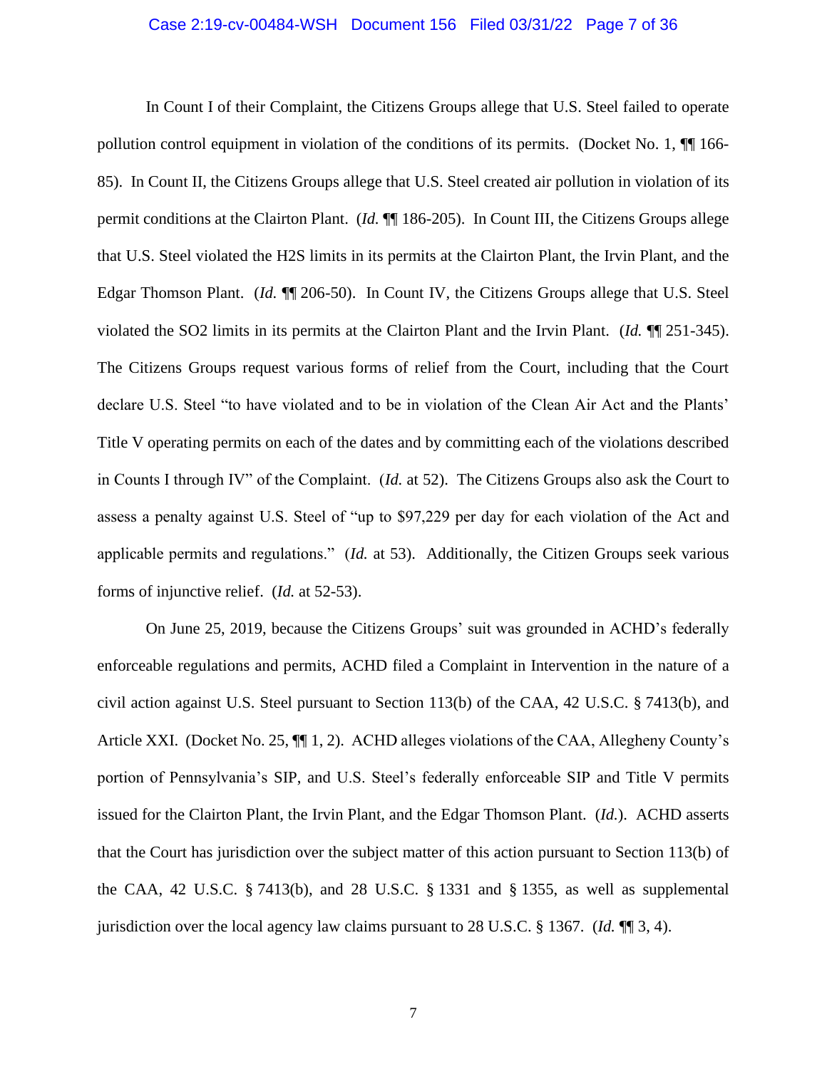In Count I of their Complaint, the Citizens Groups allege that U.S. Steel failed to operate pollution control equipment in violation of the conditions of its permits. (Docket No. 1, ¶¶ 166-85). In Count II, the Citizens Groups allege that U.S. Steel created air pollution in violation of its permit conditions at the Clairton Plant. (*Id.* ¶¶ 186-205). In Count III, the Citizens Groups allege that U.S. Steel violated the H2S limits in its permits at the Clairton Plant, the Irvin Plant, and the Edgar Thomson Plant. (*Id.* ¶¶ 206-50). In Count IV, the Citizens Groups allege that U.S. Steel violated the SO2 limits in its permits at the Clairton Plant and the Irvin Plant. (*Id.* ¶¶ 251-345). The Citizens Groups request various forms of relief from the Court, including that the Court declare U.S. Steel "to have violated and to be in violation of the Clean Air Act and the Plants' Title V operating permits on each of the dates and by committing each of the violations described in Counts I through IV" of the Complaint. (*Id.* at 52). The Citizens Groups also ask the Court to assess a penalty against U.S. Steel of "up to $97,229 per day for each violation of the Act and applicable permits and regulations." (*Id.* at 53). Additionally, the Citizen Groups seek various forms of injunctive relief. (*Id.* at 52-53).

On June 25, 2019, because the Citizens Groups' suit was grounded in ACHD's federally enforceable regulations and permits, ACHD filed a Complaint in Intervention in the nature of a civil action against U.S. Steel pursuant to Section 113(b) of the CAA, 42 U.S.C. § 7413(b), and Article XXI. (Docket No. 25, ¶¶ 1, 2). ACHD alleges violations of the CAA, Allegheny County's portion of Pennsylvania's SIP, and U.S. Steel's federally enforceable SIP and Title V permits issued for the Clairton Plant, the Irvin Plant, and the Edgar Thomson Plant. (*Id.*). ACHD asserts that the Court has jurisdiction over the subject matter of this action pursuant to Section 113(b) of the CAA, 42 U.S.C. § 7413(b), and 28 U.S.C. § 1331 and § 1355, as well as supplemental jurisdiction over the local agency law claims pursuant to 28 U.S.C. § 1367. (*Id.* ¶¶ 3, 4).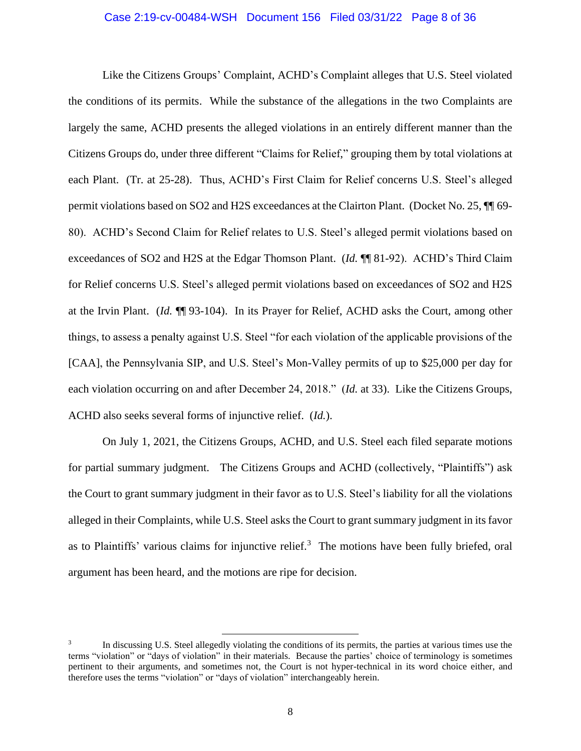Like the Citizens Groups' Complaint, ACHD's Complaint alleges that U.S. Steel violated the conditions of its permits. While the substance of the allegations in the two Complaints are largely the same, ACHD presents the alleged violations in an entirely different manner than the Citizens Groups do, under three different "Claims for Relief," grouping them by total violations at each Plant. (Tr. at 25-28). Thus, ACHD's First Claim for Relief concerns U.S. Steel's alleged permit violations based on $SO_2$ and $H_2S$ exceedances at the Clairton Plant. (Docket No. 25, ¶¶ 69-80). ACHD's Second Claim for Relief relates to U.S. Steel's alleged permit violations based on exceedances of $SO_2$ and $H_2S$ at the Edgar Thomson Plant. (*Id.* ¶¶ 81-92). ACHD's Third Claim for Relief concerns U.S. Steel's alleged permit violations based on exceedances of $SO_2$ and $H_2S$ at the Irvin Plant. (*Id.* ¶¶ 93-104). In its Prayer for Relief, ACHD asks the Court, among other things, to assess a penalty against U.S. Steel "for each violation of the applicable provisions of the [CAA], the Pennsylvania SIP, and U.S. Steel's Mon-Valley permits of up to $25,000 per day for each violation occurring on and after December 24, 2018." (*Id.* at 33). Like the Citizens Groups, ACHD also seeks several forms of injunctive relief. (*Id.*).

On July 1, 2021, the Citizens Groups, ACHD, and U.S. Steel each filed separate motions for partial summary judgment. The Citizens Groups and ACHD (collectively, "Plaintiffs") ask the Court to grant summary judgment in their favor as to U.S. Steel's liability for all the violations alleged in their Complaints, while U.S. Steel asks the Court to grant summary judgment in its favor as to Plaintiffs' various claims for injunctive relief.[3] The motions have been fully briefed, oral argument has been heard, and the motions are ripe for decision.

---

[3] In discussing U.S. Steel allegedly violating the conditions of its permits, the parties at various times use the terms "violation" or "days of violation" in their materials. Because the parties' choice of terminology is sometimes pertinent to their arguments, and sometimes not, the Court is not hyper-technical in its word choice either, and therefore uses the terms "violation" or "days of violation" interchangeably herein.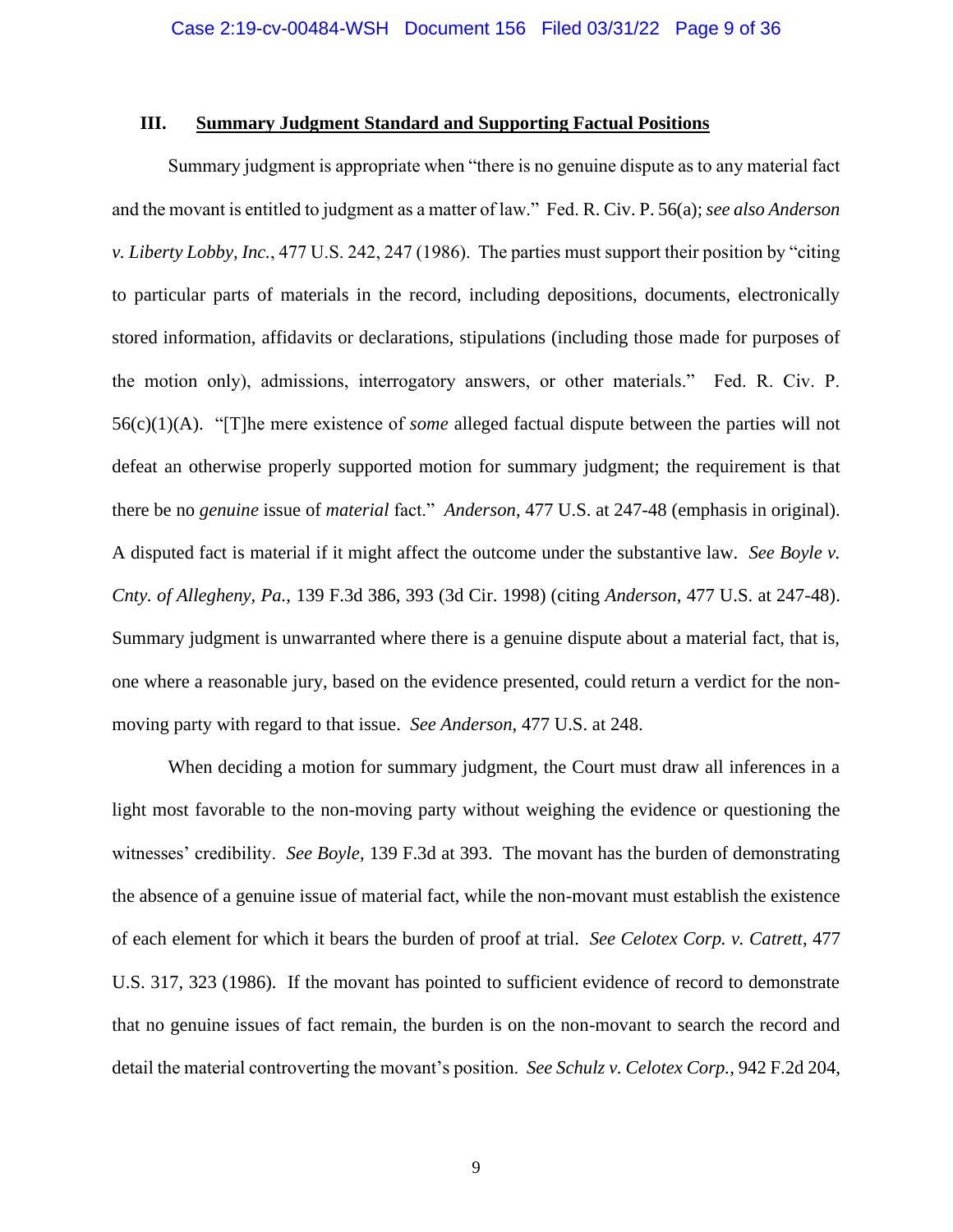## III. <u>Summary Judgment Standard and Supporting Factual Positions</u>

Summary judgment is appropriate when "there is no genuine dispute as to any material fact and the movant is entitled to judgment as a matter of law." Fed. R. Civ. P. 56(a); *see also Anderson v. Liberty Lobby, Inc.*, 477 U.S. 242, 247 (1986). The parties must support their position by "citing to particular parts of materials in the record, including depositions, documents, electronically stored information, affidavits or declarations, stipulations (including those made for purposes of the motion only), admissions, interrogatory answers, or other materials." Fed. R. Civ. P. 56(c)(1)(A). "[T]he mere existence of *some* alleged factual dispute between the parties will not defeat an otherwise properly supported motion for summary judgment; the requirement is that there be no *genuine* issue of *material* fact." *Anderson*, 477 U.S. at 247-48 (emphasis in original). A disputed fact is material if it might affect the outcome under the substantive law. *See Boyle v. Cnty. of Allegheny, Pa.*, 139 F.3d 386, 393 (3d Cir. 1998) (citing *Anderson*, 477 U.S. at 247-48). Summary judgment is unwarranted where there is a genuine dispute about a material fact, that is, one where a reasonable jury, based on the evidence presented, could return a verdict for the non-moving party with regard to that issue. *See Anderson*, 477 U.S. at 248.

When deciding a motion for summary judgment, the Court must draw all inferences in a light most favorable to the non-moving party without weighing the evidence or questioning the witnesses' credibility. *See Boyle*, 139 F.3d at 393. The movant has the burden of demonstrating the absence of a genuine issue of material fact, while the non-movant must establish the existence of each element for which it bears the burden of proof at trial. *See Celotex Corp. v. Catrett*, 477 U.S. 317, 323 (1986). If the movant has pointed to sufficient evidence of record to demonstrate that no genuine issues of fact remain, the burden is on the non-movant to search the record and detail the material controverting the movant's position. *See Schulz v. Celotex Corp.*, 942 F.2d 204,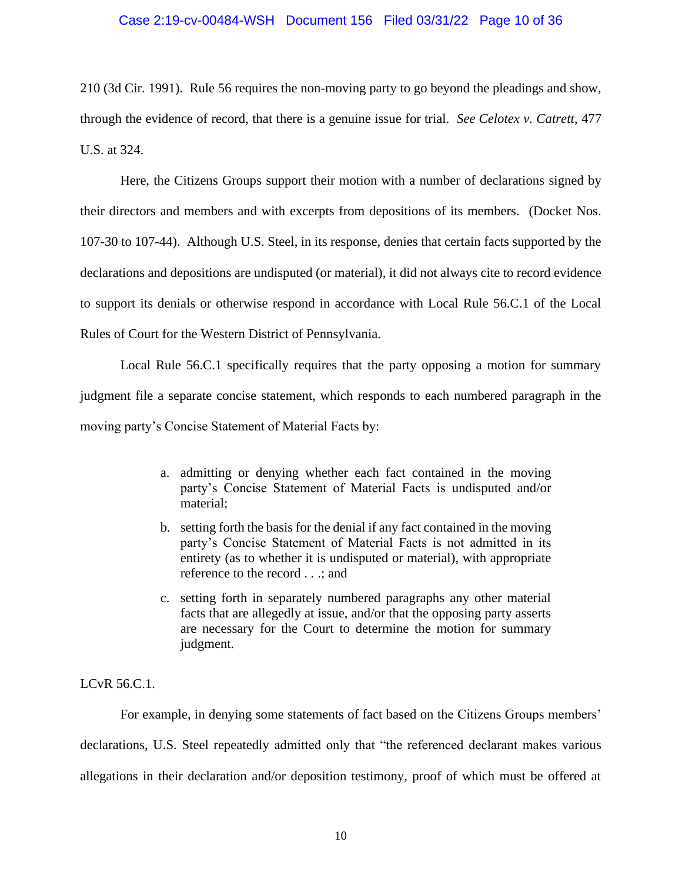210 (3d Cir. 1991). Rule 56 requires the non-moving party to go beyond the pleadings and show, through the evidence of record, that there is a genuine issue for trial. *See Celotex v. Catrett*, 477 U.S. at 324.

Here, the Citizens Groups support their motion with a number of declarations signed by their directors and members and with excerpts from depositions of its members. (Docket Nos. 107-30 to 107-44). Although U.S. Steel, in its response, denies that certain facts supported by the declarations and depositions are undisputed (or material), it did not always cite to record evidence to support its denials or otherwise respond in accordance with Local Rule 56.C.1 of the Local Rules of Court for the Western District of Pennsylvania.

Local Rule 56.C.1 specifically requires that the party opposing a motion for summary judgment file a separate concise statement, which responds to each numbered paragraph in the moving party's Concise Statement of Material Facts by:

> a. admitting or denying whether each fact contained in the moving party's Concise Statement of Material Facts is undisputed and/or material;
>
> b. setting forth the basis for the denial if any fact contained in the moving party's Concise Statement of Material Facts is not admitted in its entirety (as to whether it is undisputed or material), with appropriate reference to the record . . .; and
>
> c. setting forth in separately numbered paragraphs any other material facts that are allegedly at issue, and/or that the opposing party asserts are necessary for the Court to determine the motion for summary judgment.

LCvR 56.C.1.

For example, in denying some statements of fact based on the Citizens Groups members' declarations, U.S. Steel repeatedly admitted only that "the referenced declarant makes various allegations in their declaration and/or deposition testimony, proof of which must be offered at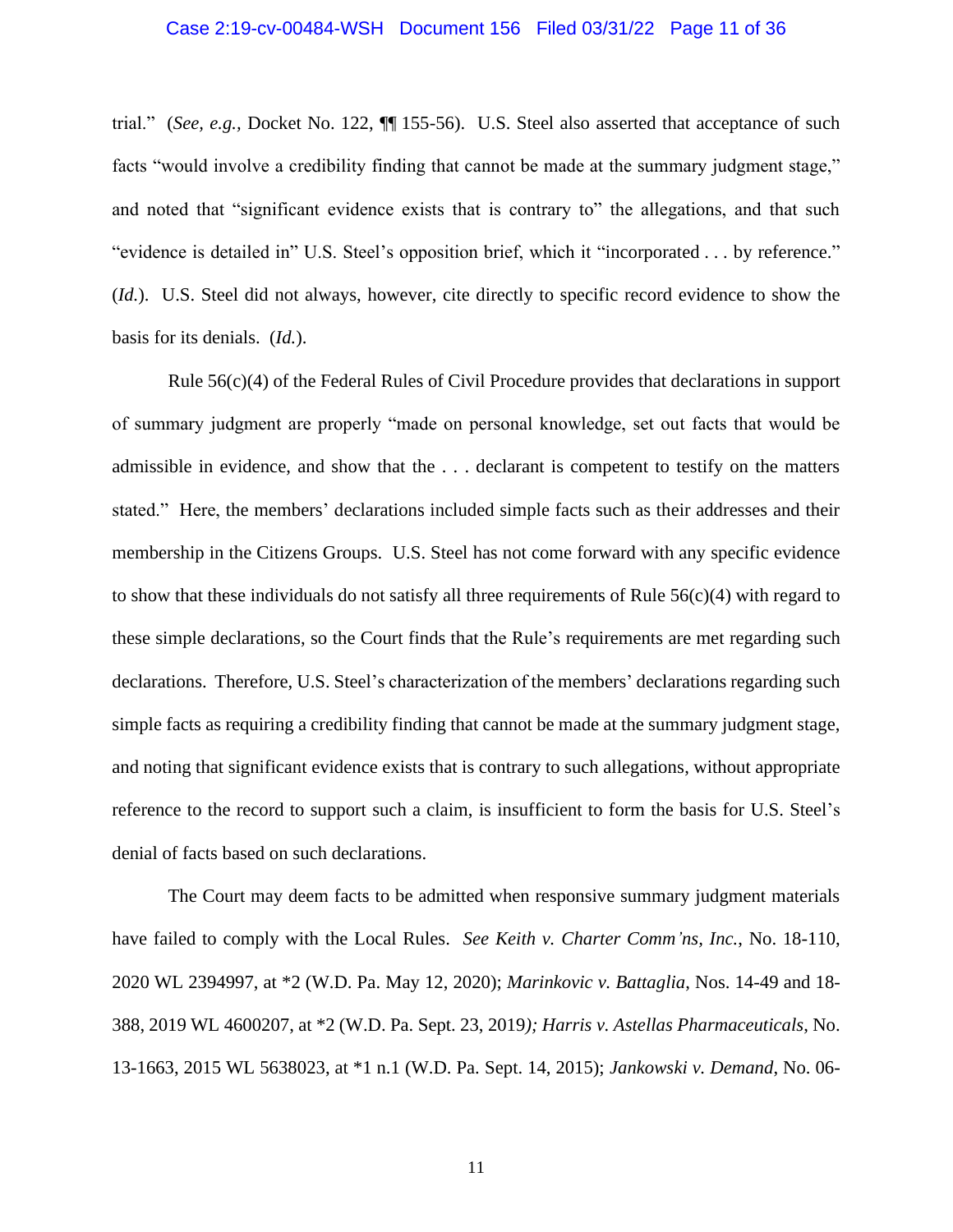trial." (*See, e.g.*, Docket No. 122, ¶¶ 155-56). U.S. Steel also asserted that acceptance of such facts "would involve a credibility finding that cannot be made at the summary judgment stage," and noted that "significant evidence exists that is contrary to" the allegations, and that such "evidence is detailed in" U.S. Steel's opposition brief, which it "incorporated . . . by reference." (*Id.*). U.S. Steel did not always, however, cite directly to specific record evidence to show the basis for its denials. (*Id.*).

Rule 56(c)(4) of the Federal Rules of Civil Procedure provides that declarations in support of summary judgment are properly "made on personal knowledge, set out facts that would be admissible in evidence, and show that the . . . declarant is competent to testify on the matters stated." Here, the members' declarations included simple facts such as their addresses and their membership in the Citizens Groups. U.S. Steel has not come forward with any specific evidence to show that these individuals do not satisfy all three requirements of Rule 56(c)(4) with regard to these simple declarations, so the Court finds that the Rule's requirements are met regarding such declarations. Therefore, U.S. Steel's characterization of the members' declarations regarding such simple facts as requiring a credibility finding that cannot be made at the summary judgment stage, and noting that significant evidence exists that is contrary to such allegations, without appropriate reference to the record to support such a claim, is insufficient to form the basis for U.S. Steel's denial of facts based on such declarations.

The Court may deem facts to be admitted when responsive summary judgment materials have failed to comply with the Local Rules. *See Keith v. Charter Comm'ns, Inc.*, No. 18-110, 2020 WL 2394997, at *2 (W.D. Pa. May 12, 2020); *Marinkovic v. Battaglia*, Nos. 14-49 and 18-388, 2019 WL 4600207, at *2 (W.D. Pa. Sept. 23, 2019); *Harris v. Astellas Pharmaceuticals*, No. 13-1663, 2015 WL 5638023, at *1 n.1 (W.D. Pa. Sept. 14, 2015); *Jankowski v. Demand*, No. 06-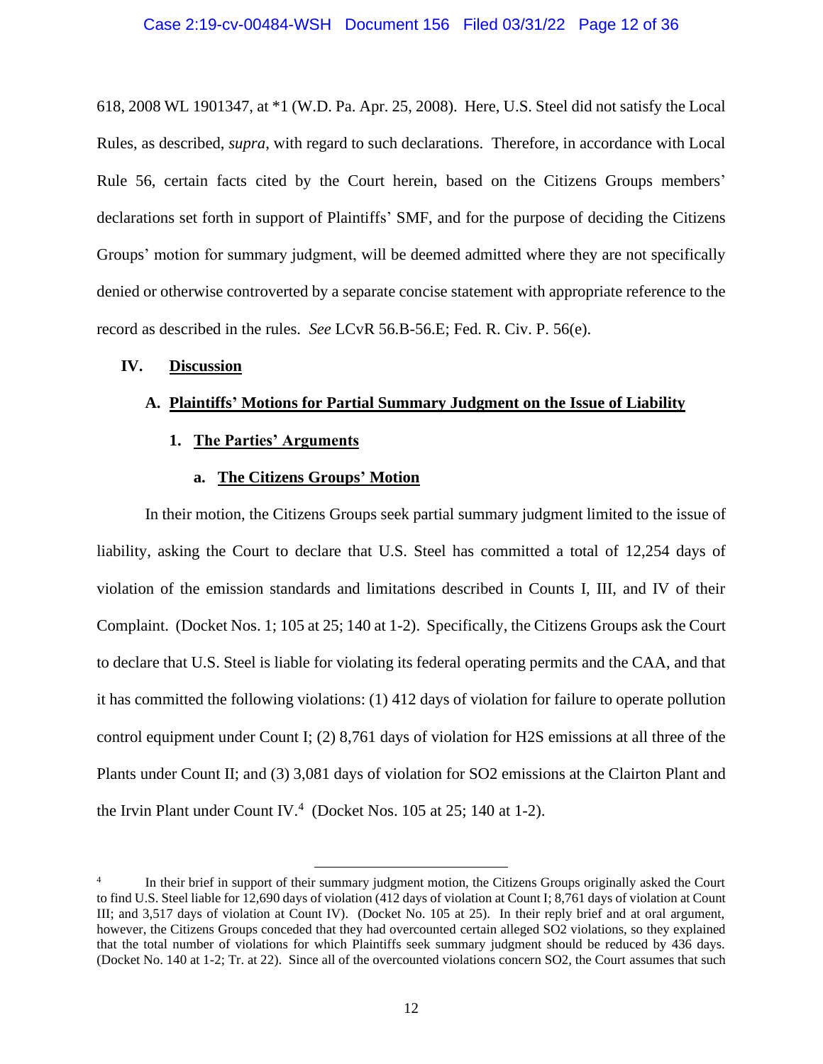618, 2008 WL 1901347, at *1 (W.D. Pa. Apr. 25, 2008). Here, U.S. Steel did not satisfy the Local Rules, as described, *supra*, with regard to such declarations. Therefore, in accordance with Local Rule 56, certain facts cited by the Court herein, based on the Citizens Groups members' declarations set forth in support of Plaintiffs' SMF, and for the purpose of deciding the Citizens Groups' motion for summary judgment, will be deemed admitted where they are not specifically denied or otherwise controverted by a separate concise statement with appropriate reference to the record as described in the rules. *See* LCvR 56.B-56.E; Fed. R. Civ. P. 56(e).

## IV. Discussion

### A. Plaintiffs' Motions for Partial Summary Judgment on the Issue of Liability

#### 1. The Parties' Arguments

##### a. The Citizens Groups' Motion

In their motion, the Citizens Groups seek partial summary judgment limited to the issue of liability, asking the Court to declare that U.S. Steel has committed a total of 12,254 days of violation of the emission standards and limitations described in Counts I, III, and IV of their Complaint. (Docket Nos. 1; 105 at 25; 140 at 1-2). Specifically, the Citizens Groups ask the Court to declare that U.S. Steel is liable for violating its federal operating permits and the CAA, and that it has committed the following violations: (1) 412 days of violation for failure to operate pollution control equipment under Count I; (2) 8,761 days of violation for $H_2S$ emissions at all three of the Plants under Count II; and (3) 3,081 days of violation for $SO_2$ emissions at the Clairton Plant and the Irvin Plant under Count IV.[4] (Docket Nos. 105 at 25; 140 at 1-2).

---

[4] In their brief in support of their summary judgment motion, the Citizens Groups originally asked the Court to find U.S. Steel liable for 12,690 days of violation (412 days of violation at Count I; 8,761 days of violation at Count III; and 3,517 days of violation at Count IV). (Docket No. 105 at 25). In their reply brief and at oral argument, however, the Citizens Groups conceded that they had overcounted certain alleged $SO_2$ violations, so they explained that the total number of violations for which Plaintiffs seek summary judgment should be reduced by 436 days. (Docket No. 140 at 1-2; Tr. at 22). Since all of the overcounted violations concern $SO_2$, the Court assumes that such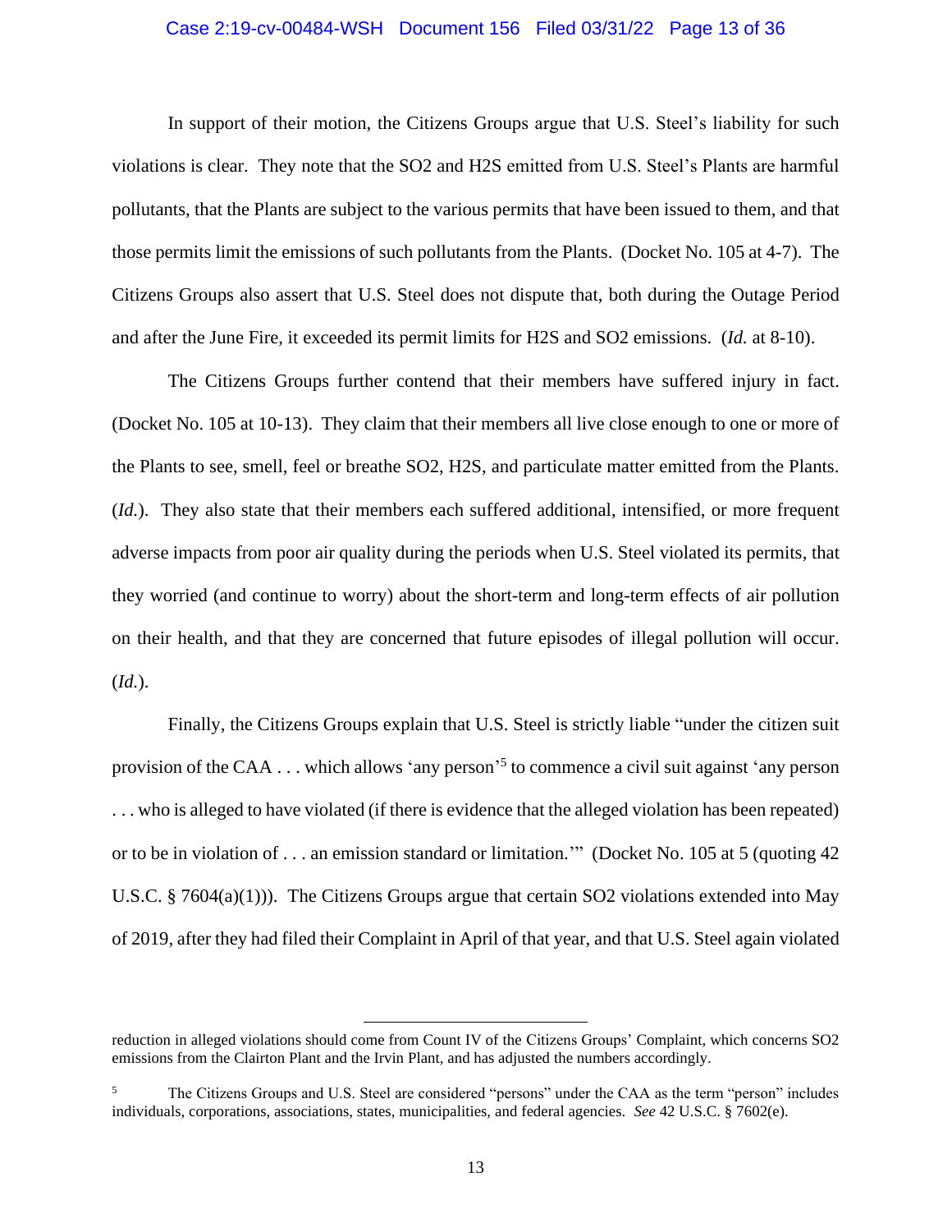In support of their motion, the Citizens Groups argue that U.S. Steel's liability for such violations is clear. They note that the $SO_2$ and $H_2S$ emitted from U.S. Steel's Plants are harmful pollutants, that the Plants are subject to the various permits that have been issued to them, and that those permits limit the emissions of such pollutants from the Plants. (Docket No. 105 at 4-7). The Citizens Groups also assert that U.S. Steel does not dispute that, both during the Outage Period and after the June Fire, it exceeded its permit limits for $H_2S$ and $SO_2$ emissions. (*Id.* at 8-10).

The Citizens Groups further contend that their members have suffered injury in fact. (Docket No. 105 at 10-13). They claim that their members all live close enough to one or more of the Plants to see, smell, feel or breathe $SO_2$, $H_2S$, and particulate matter emitted from the Plants. (*Id.*). They also state that their members each suffered additional, intensified, or more frequent adverse impacts from poor air quality during the periods when U.S. Steel violated its permits, that they worried (and continue to worry) about the short-term and long-term effects of air pollution on their health, and that they are concerned that future episodes of illegal pollution will occur. (*Id.*).

Finally, the Citizens Groups explain that U.S. Steel is strictly liable "under the citizen suit provision of the CAA . . . which allows 'any person'[5] to commence a civil suit against 'any person . . . who is alleged to have violated (if there is evidence that the alleged violation has been repeated) or to be in violation of . . . an emission standard or limitation.'" (Docket No. 105 at 5 (quoting 42 U.S.C. § 7604(a)(1))). The Citizens Groups argue that certain $SO_2$ violations extended into May of 2019, after they had filed their Complaint in April of that year, and that U.S. Steel again violated

---

reduction in alleged violations should come from Count IV of the Citizens Groups' Complaint, which concerns $SO_2$ emissions from the Clairton Plant and the Irvin Plant, and has adjusted the numbers accordingly.

[5] The Citizens Groups and U.S. Steel are considered "persons" under the CAA as the term "person" includes individuals, corporations, associations, states, municipalities, and federal agencies. *See* 42 U.S.C. § 7602(e).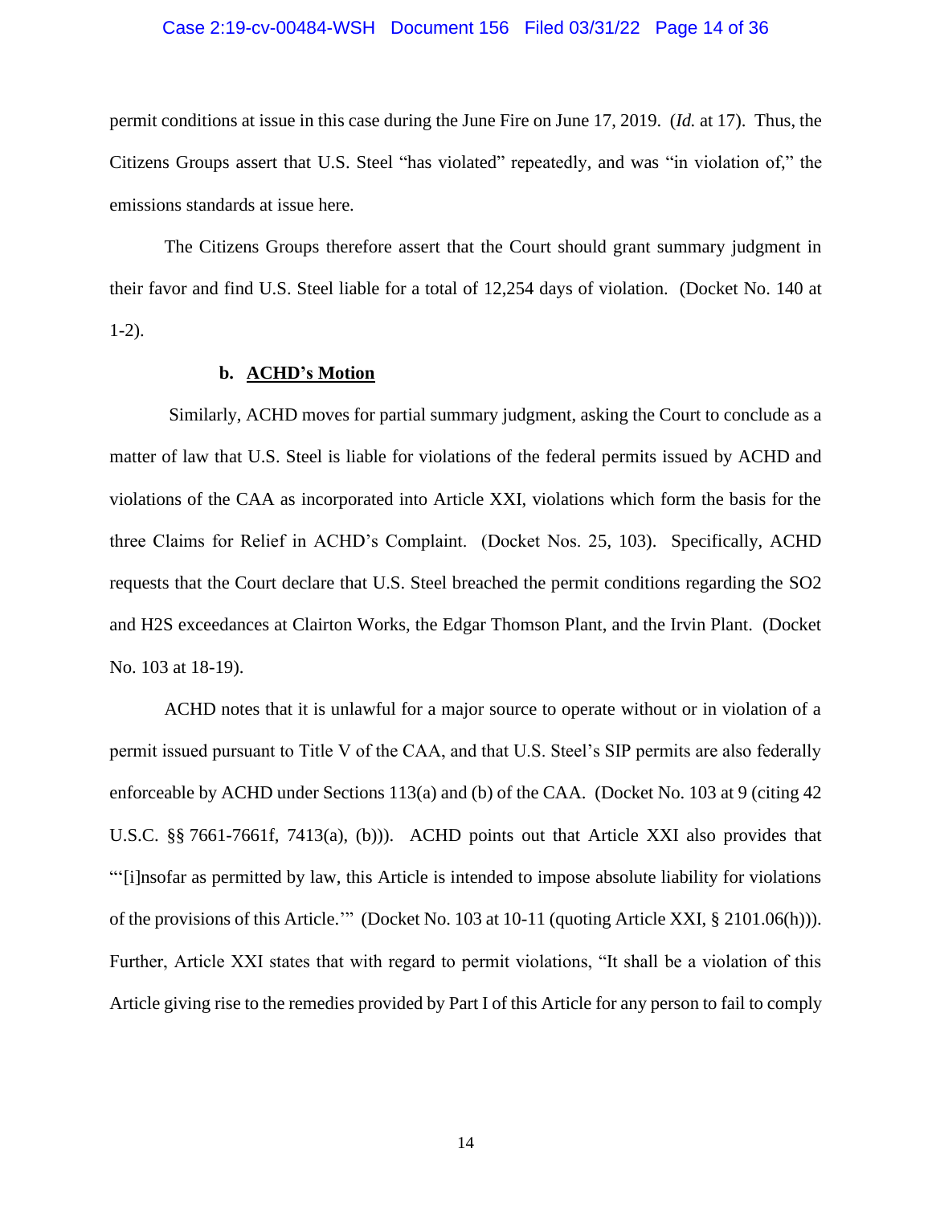permit conditions at issue in this case during the June Fire on June 17, 2019. (*Id.* at 17). Thus, the Citizens Groups assert that U.S. Steel "has violated" repeatedly, and was "in violation of," the emissions standards at issue here.

The Citizens Groups therefore assert that the Court should grant summary judgment in their favor and find U.S. Steel liable for a total of 12,254 days of violation. (Docket No. 140 at 1-2).

**b. <u>ACHD's Motion</u>**

Similarly, ACHD moves for partial summary judgment, asking the Court to conclude as a matter of law that U.S. Steel is liable for violations of the federal permits issued by ACHD and violations of the CAA as incorporated into Article XXI, violations which form the basis for the three Claims for Relief in ACHD's Complaint. (Docket Nos. 25, 103). Specifically, ACHD requests that the Court declare that U.S. Steel breached the permit conditions regarding the $SO_2$ and $H_2S$ exceedances at Clairton Works, the Edgar Thomson Plant, and the Irvin Plant. (Docket No. 103 at 18-19).

ACHD notes that it is unlawful for a major source to operate without or in violation of a permit issued pursuant to Title V of the CAA, and that U.S. Steel's SIP permits are also federally enforceable by ACHD under Sections 113(a) and (b) of the CAA. (Docket No. 103 at 9 (citing 42 U.S.C. §§ 7661-7661f, 7413(a), (b))). ACHD points out that Article XXI also provides that "'[i]nsofar as permitted by law, this Article is intended to impose absolute liability for violations of the provisions of this Article.'" (Docket No. 103 at 10-11 (quoting Article XXI, § 2101.06(h))). Further, Article XXI states that with regard to permit violations, "It shall be a violation of this Article giving rise to the remedies provided by Part I of this Article for any person to fail to comply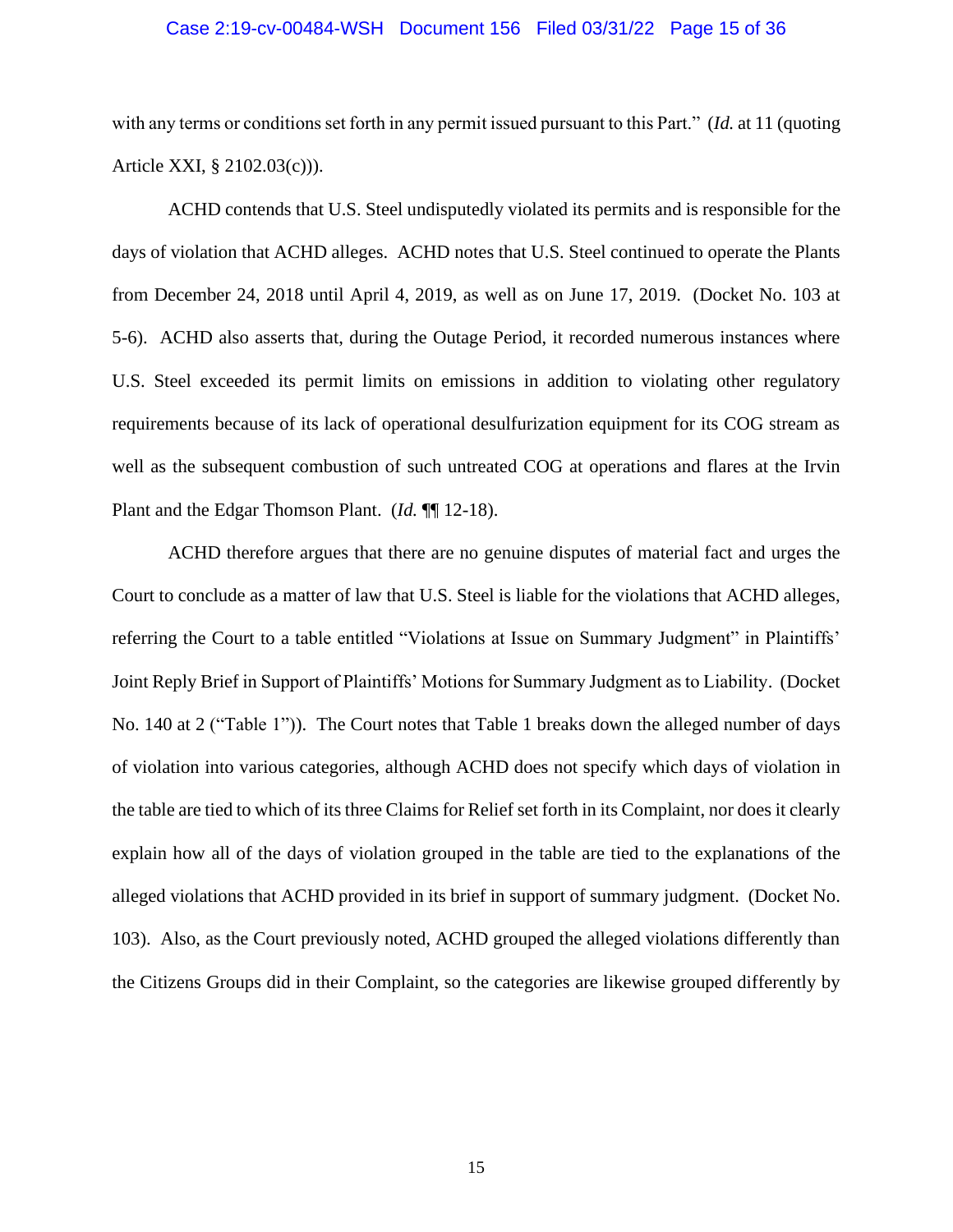with any terms or conditions set forth in any permit issued pursuant to this Part." (*Id.* at 11 (quoting Article XXI, § 2102.03(c))).

ACHD contends that U.S. Steel undisputedly violated its permits and is responsible for the days of violation that ACHD alleges. ACHD notes that U.S. Steel continued to operate the Plants from December 24, 2018 until April 4, 2019, as well as on June 17, 2019. (Docket No. 103 at 5-6). ACHD also asserts that, during the Outage Period, it recorded numerous instances where U.S. Steel exceeded its permit limits on emissions in addition to violating other regulatory requirements because of its lack of operational desulfurization equipment for its COG stream as well as the subsequent combustion of such untreated COG at operations and flares at the Irvin Plant and the Edgar Thomson Plant. (*Id.* ¶¶ 12-18).

ACHD therefore argues that there are no genuine disputes of material fact and urges the Court to conclude as a matter of law that U.S. Steel is liable for the violations that ACHD alleges, referring the Court to a table entitled "Violations at Issue on Summary Judgment" in Plaintiffs' Joint Reply Brief in Support of Plaintiffs' Motions for Summary Judgment as to Liability. (Docket No. 140 at 2 ("Table 1")). The Court notes that Table 1 breaks down the alleged number of days of violation into various categories, although ACHD does not specify which days of violation in the table are tied to which of its three Claims for Relief set forth in its Complaint, nor does it clearly explain how all of the days of violation grouped in the table are tied to the explanations of the alleged violations that ACHD provided in its brief in support of summary judgment. (Docket No. 103). Also, as the Court previously noted, ACHD grouped the alleged violations differently than the Citizens Groups did in their Complaint, so the categories are likewise grouped differently by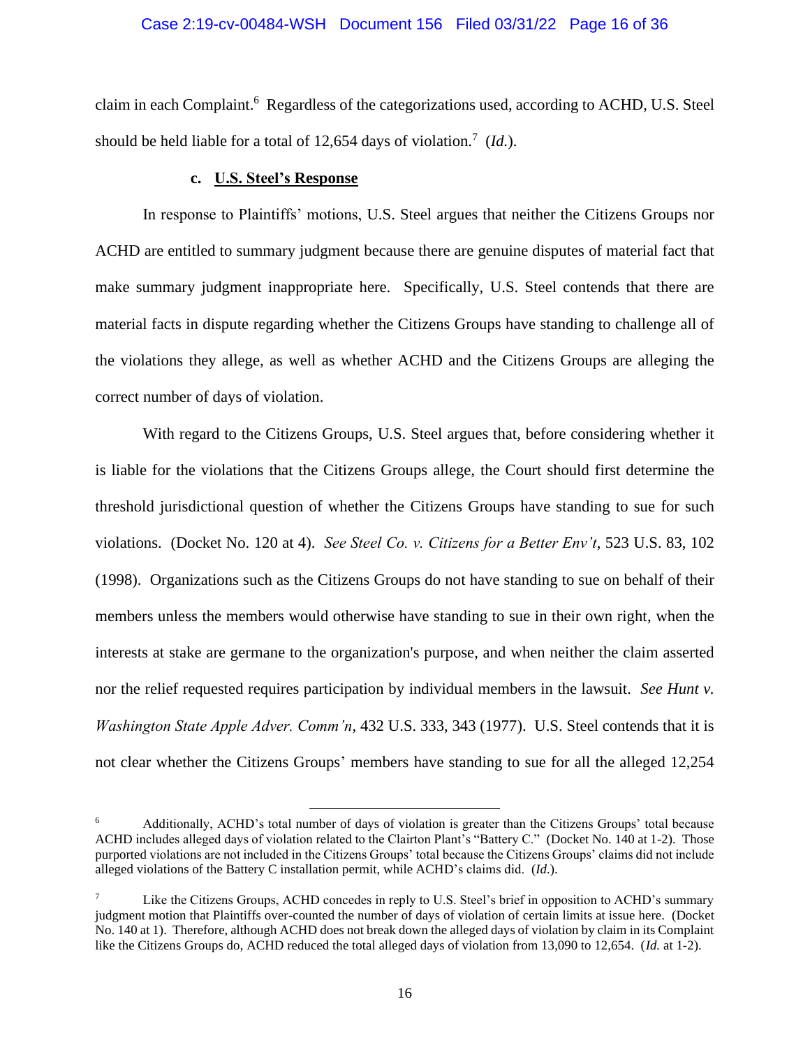claim in each Complaint.[6] Regardless of the categorizations used, according to ACHD, U.S. Steel should be held liable for a total of 12,654 days of violation.[7] (*Id.*).

**c. U.S. Steel's Response**

In response to Plaintiffs' motions, U.S. Steel argues that neither the Citizens Groups nor ACHD are entitled to summary judgment because there are genuine disputes of material fact that make summary judgment inappropriate here. Specifically, U.S. Steel contends that there are material facts in dispute regarding whether the Citizens Groups have standing to challenge all of the violations they allege, as well as whether ACHD and the Citizens Groups are alleging the correct number of days of violation.

With regard to the Citizens Groups, U.S. Steel argues that, before considering whether it is liable for the violations that the Citizens Groups allege, the Court should first determine the threshold jurisdictional question of whether the Citizens Groups have standing to sue for such violations. (Docket No. 120 at 4). *See Steel Co. v. Citizens for a Better Env't*, 523 U.S. 83, 102 (1998). Organizations such as the Citizens Groups do not have standing to sue on behalf of their members unless the members would otherwise have standing to sue in their own right, when the interests at stake are germane to the organization's purpose, and when neither the claim asserted nor the relief requested requires participation by individual members in the lawsuit. *See Hunt v. Washington State Apple Adver. Comm'n*, 432 U.S. 333, 343 (1977). U.S. Steel contends that it is not clear whether the Citizens Groups' members have standing to sue for all the alleged 12,254

---

[6] Additionally, ACHD's total number of days of violation is greater than the Citizens Groups' total because ACHD includes alleged days of violation related to the Clairton Plant's "Battery C." (Docket No. 140 at 1-2). Those purported violations are not included in the Citizens Groups' total because the Citizens Groups' claims did not include alleged violations of the Battery C installation permit, while ACHD's claims did. (*Id.*).

[7] Like the Citizens Groups, ACHD concedes in reply to U.S. Steel's brief in opposition to ACHD's summary judgment motion that Plaintiffs over-counted the number of days of violation of certain limits at issue here. (Docket No. 140 at 1). Therefore, although ACHD does not break down the alleged days of violation by claim in its Complaint like the Citizens Groups do, ACHD reduced the total alleged days of violation from 13,090 to 12,654. (*Id.* at 1-2).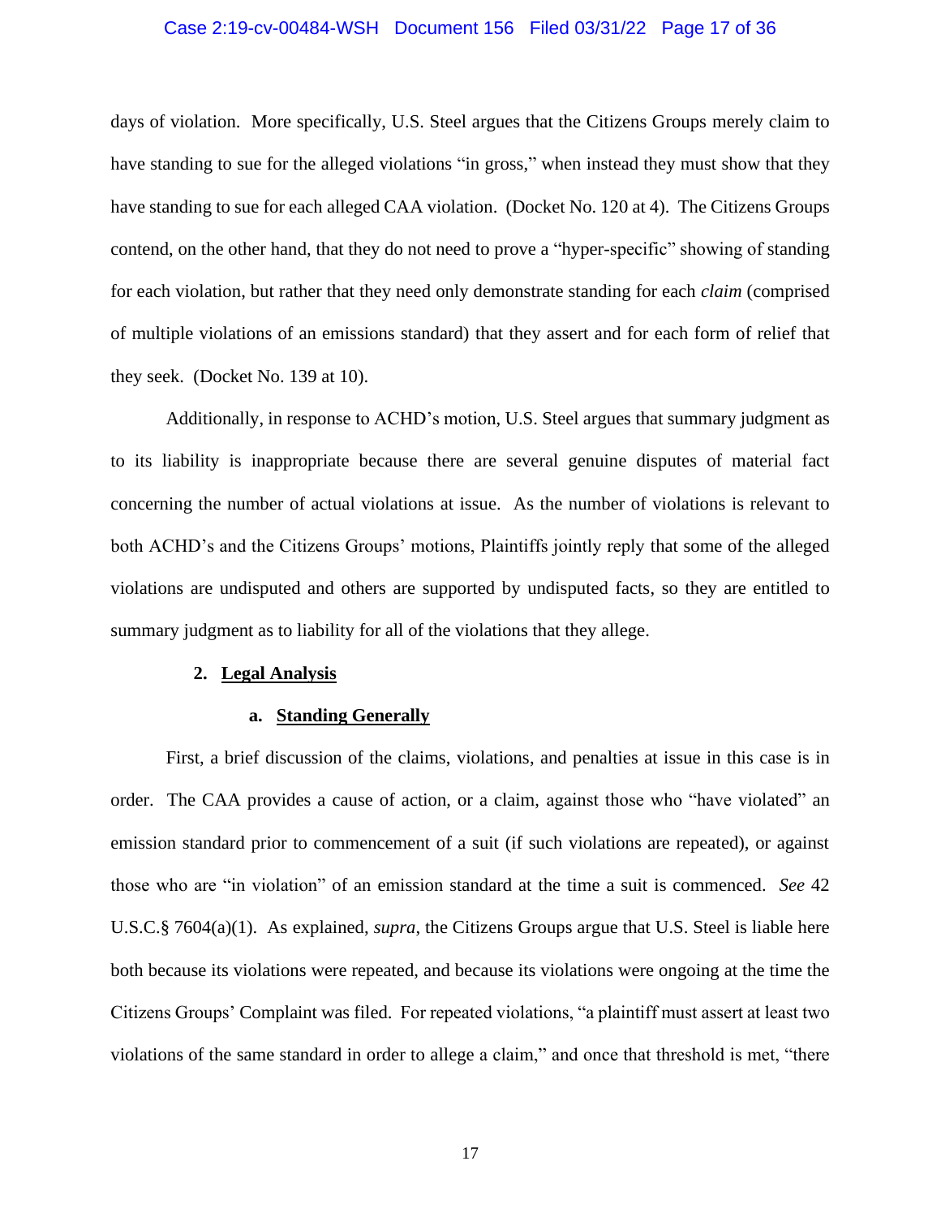days of violation. More specifically, U.S. Steel argues that the Citizens Groups merely claim to have standing to sue for the alleged violations "in gross," when instead they must show that they have standing to sue for each alleged CAA violation. (Docket No. 120 at 4). The Citizens Groups contend, on the other hand, that they do not need to prove a "hyper-specific" showing of standing for each violation, but rather that they need only demonstrate standing for each *claim* (comprised of multiple violations of an emissions standard) that they assert and for each form of relief that they seek. (Docket No. 139 at 10).

Additionally, in response to ACHD's motion, U.S. Steel argues that summary judgment as to its liability is inappropriate because there are several genuine disputes of material fact concerning the number of actual violations at issue. As the number of violations is relevant to both ACHD's and the Citizens Groups' motions, Plaintiffs jointly reply that some of the alleged violations are undisputed and others are supported by undisputed facts, so they are entitled to summary judgment as to liability for all of the violations that they allege.

**2. Legal Analysis**

**a. Standing Generally**

First, a brief discussion of the claims, violations, and penalties at issue in this case is in order. The CAA provides a cause of action, or a claim, against those who "have violated" an emission standard prior to commencement of a suit (if such violations are repeated), or against those who are "in violation" of an emission standard at the time a suit is commenced. *See* 42 U.S.C.§ 7604(a)(1). As explained, *supra*, the Citizens Groups argue that U.S. Steel is liable here both because its violations were repeated, and because its violations were ongoing at the time the Citizens Groups' Complaint was filed. For repeated violations, "a plaintiff must assert at least two violations of the same standard in order to allege a claim," and once that threshold is met, "there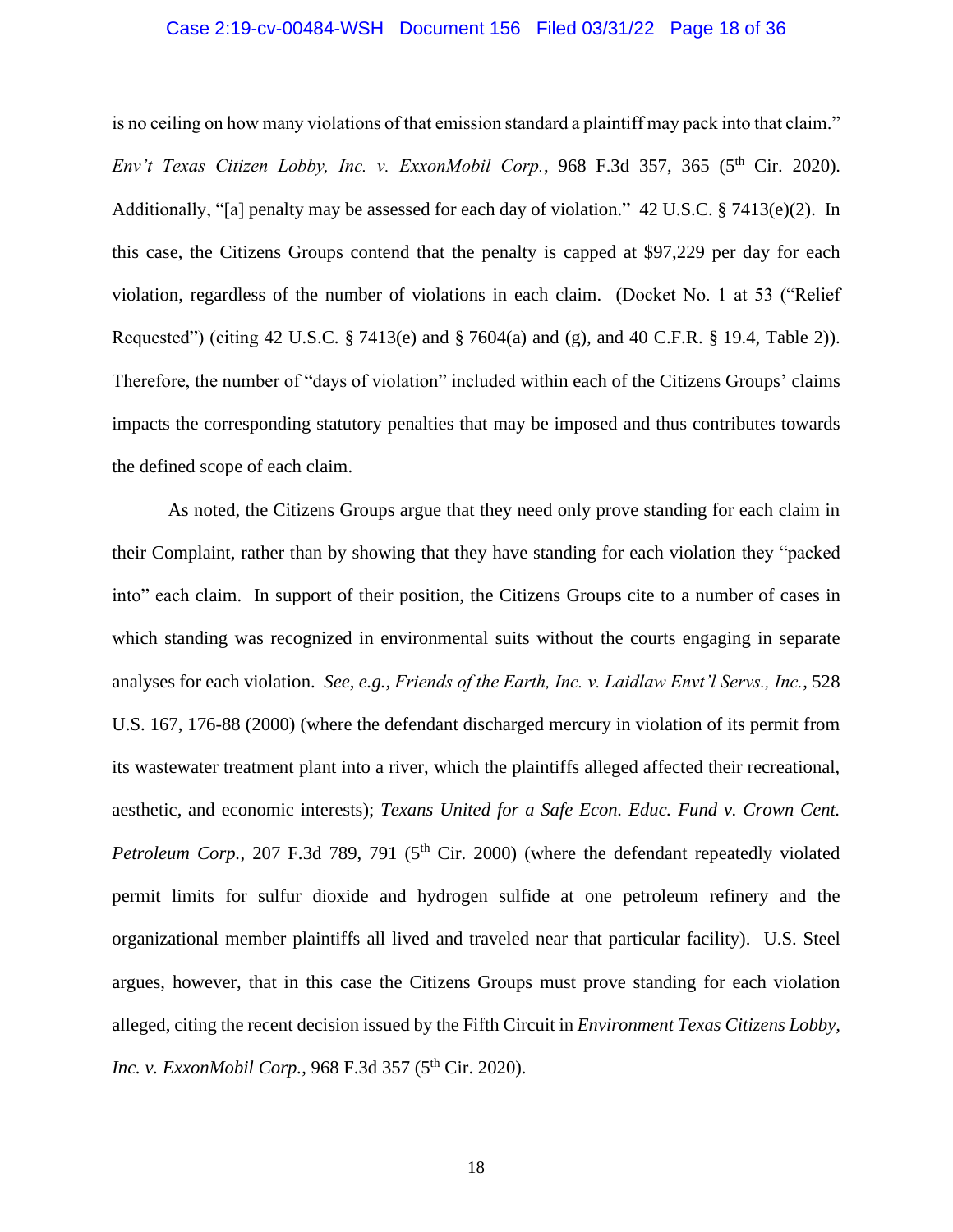is no ceiling on how many violations of that emission standard a plaintiff may pack into that claim." *Env't Texas Citizen Lobby, Inc. v. ExxonMobil Corp.*, 968 F.3d 357, 365 (5th Cir. 2020). Additionally, "[a] penalty may be assessed for each day of violation." 42 U.S.C. § 7413(e)(2). In this case, the Citizens Groups contend that the penalty is capped at $97,229 per day for each violation, regardless of the number of violations in each claim. (Docket No. 1 at 53 ("Relief Requested") (citing 42 U.S.C. § 7413(e) and § 7604(a) and (g), and 40 C.F.R. § 19.4, Table 2)). Therefore, the number of "days of violation" included within each of the Citizens Groups' claims impacts the corresponding statutory penalties that may be imposed and thus contributes towards the defined scope of each claim.

As noted, the Citizens Groups argue that they need only prove standing for each claim in their Complaint, rather than by showing that they have standing for each violation they "packed into" each claim. In support of their position, the Citizens Groups cite to a number of cases in which standing was recognized in environmental suits without the courts engaging in separate analyses for each violation. *See, e.g.*, *Friends of the Earth, Inc. v. Laidlaw Envt'l Servs., Inc.*, 528 U.S. 167, 176-88 (2000) (where the defendant discharged mercury in violation of its permit from its wastewater treatment plant into a river, which the plaintiffs alleged affected their recreational, aesthetic, and economic interests); *Texans United for a Safe Econ. Educ. Fund v. Crown Cent. Petroleum Corp.*, 207 F.3d 789, 791 (5th Cir. 2000) (where the defendant repeatedly violated permit limits for sulfur dioxide and hydrogen sulfide at one petroleum refinery and the organizational member plaintiffs all lived and traveled near that particular facility). U.S. Steel argues, however, that in this case the Citizens Groups must prove standing for each violation alleged, citing the recent decision issued by the Fifth Circuit in *Environment Texas Citizens Lobby, Inc. v. ExxonMobil Corp.*, 968 F.3d 357 (5th Cir. 2020).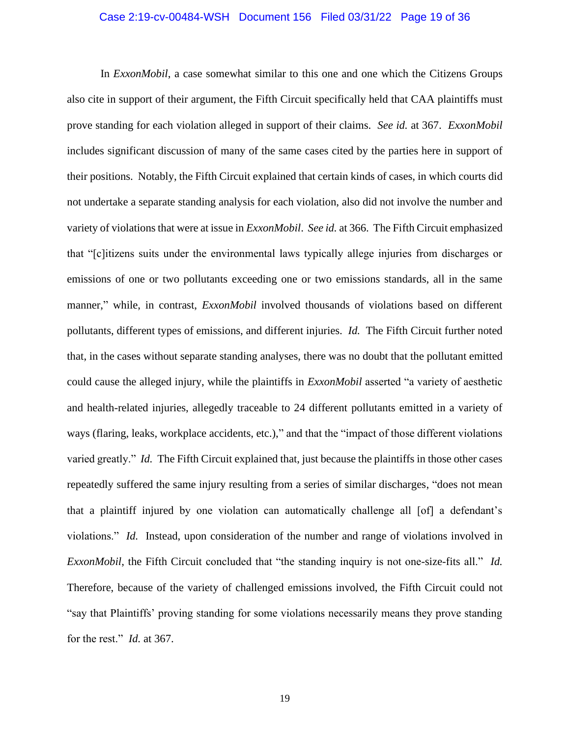In *ExxonMobil*, a case somewhat similar to this one and one which the Citizens Groups also cite in support of their argument, the Fifth Circuit specifically held that CAA plaintiffs must prove standing for each violation alleged in support of their claims. *See id.* at 367. *ExxonMobil* includes significant discussion of many of the same cases cited by the parties here in support of their positions. Notably, the Fifth Circuit explained that certain kinds of cases, in which courts did not undertake a separate standing analysis for each violation, also did not involve the number and variety of violations that were at issue in *ExxonMobil*. *See id.* at 366. The Fifth Circuit emphasized that "[c]itizens suits under the environmental laws typically allege injuries from discharges or emissions of one or two pollutants exceeding one or two emissions standards, all in the same manner," while, in contrast, *ExxonMobil* involved thousands of violations based on different pollutants, different types of emissions, and different injuries. *Id.* The Fifth Circuit further noted that, in the cases without separate standing analyses, there was no doubt that the pollutant emitted could cause the alleged injury, while the plaintiffs in *ExxonMobil* asserted "a variety of aesthetic and health-related injuries, allegedly traceable to 24 different pollutants emitted in a variety of ways (flaring, leaks, workplace accidents, etc.)," and that the "impact of those different violations varied greatly." *Id.* The Fifth Circuit explained that, just because the plaintiffs in those other cases repeatedly suffered the same injury resulting from a series of similar discharges, "does not mean that a plaintiff injured by one violation can automatically challenge all [of] a defendant's violations." *Id.* Instead, upon consideration of the number and range of violations involved in *ExxonMobil*, the Fifth Circuit concluded that "the standing inquiry is not one-size-fits all." *Id.* Therefore, because of the variety of challenged emissions involved, the Fifth Circuit could not "say that Plaintiffs' proving standing for some violations necessarily means they prove standing for the rest." *Id.* at 367.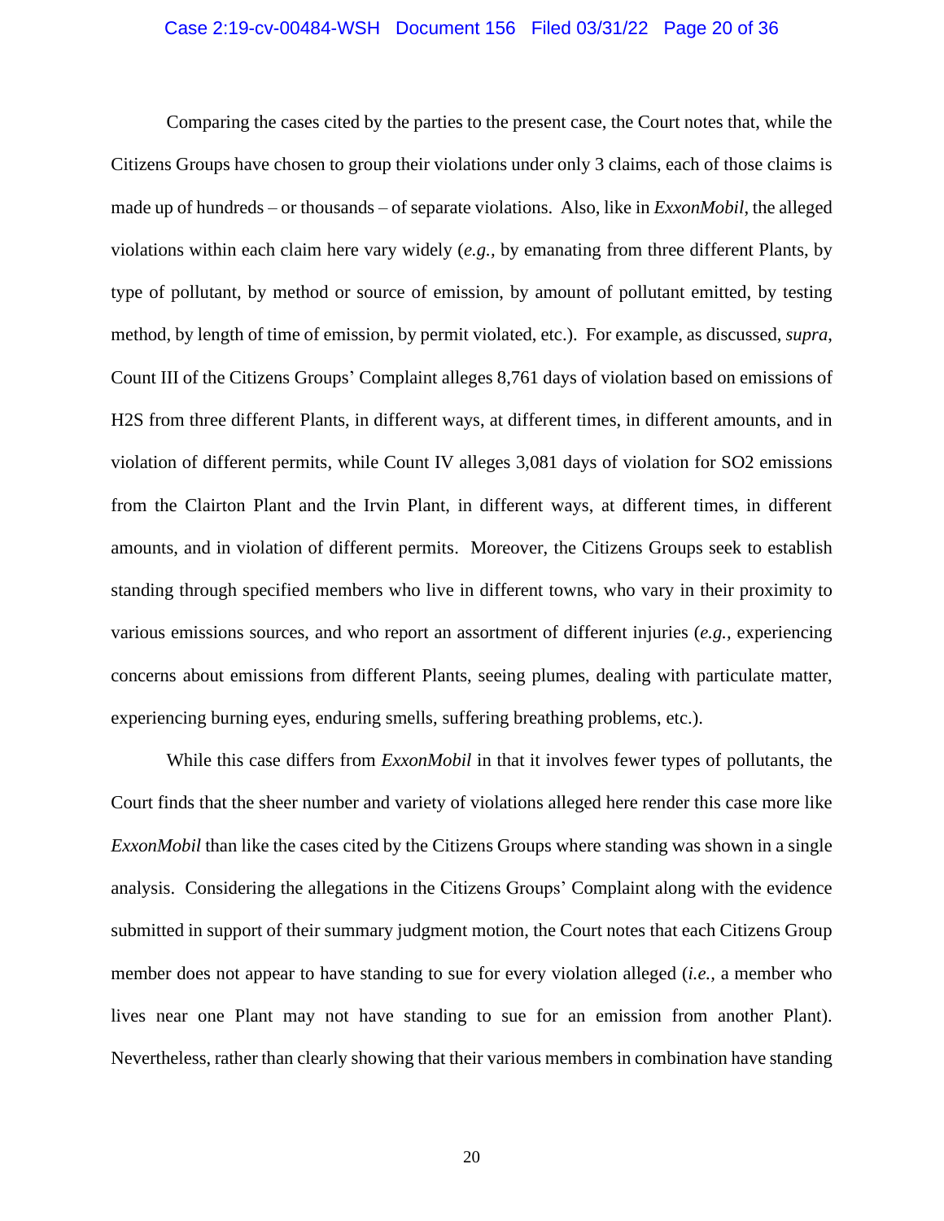Comparing the cases cited by the parties to the present case, the Court notes that, while the Citizens Groups have chosen to group their violations under only 3 claims, each of those claims is made up of hundreds – or thousands – of separate violations. Also, like in *ExxonMobil*, the alleged violations within each claim here vary widely (*e.g.*, by emanating from three different Plants, by type of pollutant, by method or source of emission, by amount of pollutant emitted, by testing method, by length of time of emission, by permit violated, etc.). For example, as discussed, *supra*, Count III of the Citizens Groups' Complaint alleges 8,761 days of violation based on emissions of H2S from three different Plants, in different ways, at different times, in different amounts, and in violation of different permits, while Count IV alleges 3,081 days of violation for SO2 emissions from the Clairton Plant and the Irvin Plant, in different ways, at different times, in different amounts, and in violation of different permits. Moreover, the Citizens Groups seek to establish standing through specified members who live in different towns, who vary in their proximity to various emissions sources, and who report an assortment of different injuries (*e.g.*, experiencing concerns about emissions from different Plants, seeing plumes, dealing with particulate matter, experiencing burning eyes, enduring smells, suffering breathing problems, etc.).

While this case differs from *ExxonMobil* in that it involves fewer types of pollutants, the Court finds that the sheer number and variety of violations alleged here render this case more like *ExxonMobil* than like the cases cited by the Citizens Groups where standing was shown in a single analysis. Considering the allegations in the Citizens Groups' Complaint along with the evidence submitted in support of their summary judgment motion, the Court notes that each Citizens Group member does not appear to have standing to sue for every violation alleged (*i.e.*, a member who lives near one Plant may not have standing to sue for an emission from another Plant). Nevertheless, rather than clearly showing that their various members in combination have standing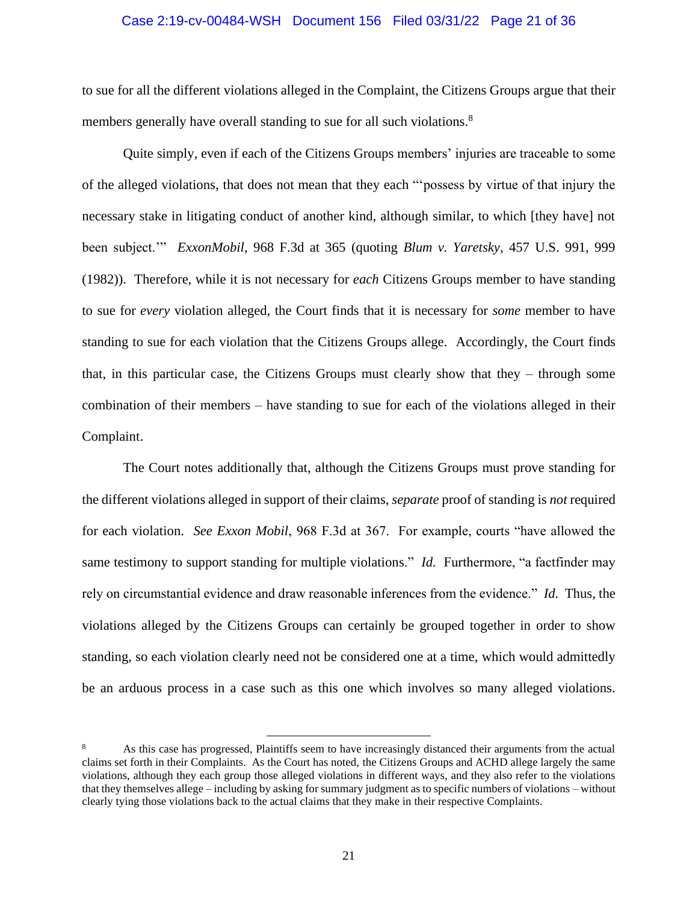to sue for all the different violations alleged in the Complaint, the Citizens Groups argue that their members generally have overall standing to sue for all such violations.[8]

Quite simply, even if each of the Citizens Groups members' injuries are traceable to some of the alleged violations, that does not mean that they each "'possess by virtue of that injury the necessary stake in litigating conduct of another kind, although similar, to which [they have] not been subject.'" *ExxonMobil*, 968 F.3d at 365 (quoting *Blum v. Yaretsky*, 457 U.S. 991, 999 (1982)). Therefore, while it is not necessary for *each* Citizens Groups member to have standing to sue for *every* violation alleged, the Court finds that it is necessary for *some* member to have standing to sue for each violation that the Citizens Groups allege. Accordingly, the Court finds that, in this particular case, the Citizens Groups must clearly show that they – through some combination of their members – have standing to sue for each of the violations alleged in their Complaint.

The Court notes additionally that, although the Citizens Groups must prove standing for the different violations alleged in support of their claims, *separate* proof of standing is *not* required for each violation. *See Exxon Mobil*, 968 F.3d at 367. For example, courts "have allowed the same testimony to support standing for multiple violations." *Id.* Furthermore, "a factfinder may rely on circumstantial evidence and draw reasonable inferences from the evidence." *Id.* Thus, the violations alleged by the Citizens Groups can certainly be grouped together in order to show standing, so each violation clearly need not be considered one at a time, which would admittedly be an arduous process in a case such as this one which involves so many alleged violations.

---

[8] As this case has progressed, Plaintiffs seem to have increasingly distanced their arguments from the actual claims set forth in their Complaints. As the Court has noted, the Citizens Groups and ACHD allege largely the same violations, although they each group those alleged violations in different ways, and they also refer to the violations that they themselves allege – including by asking for summary judgment as to specific numbers of violations – without clearly tying those violations back to the actual claims that they make in their respective Complaints.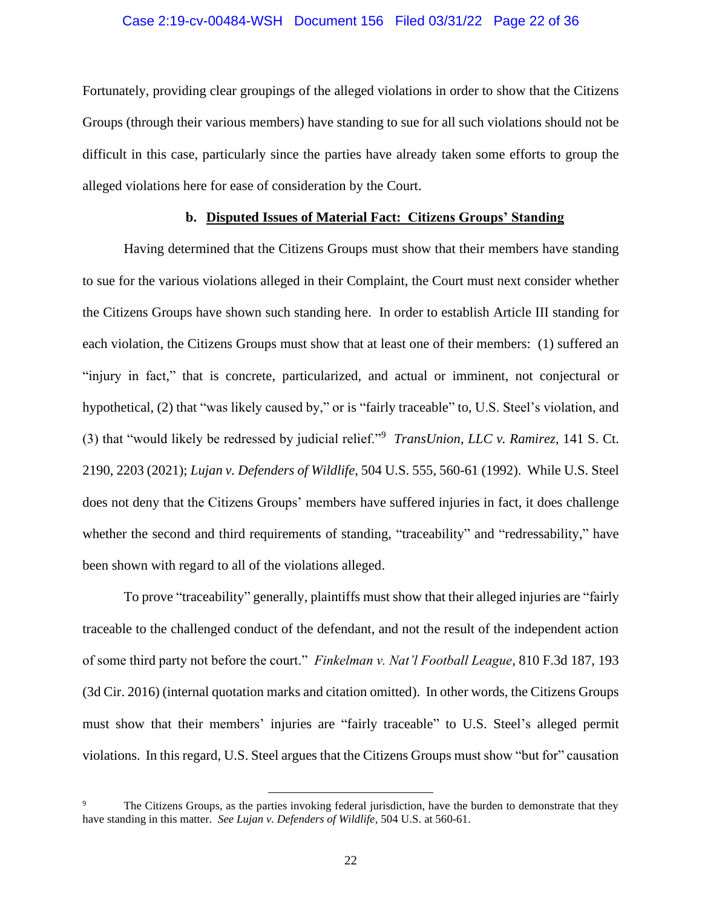Fortunately, providing clear groupings of the alleged violations in order to show that the Citizens Groups (through their various members) have standing to sue for all such violations should not be difficult in this case, particularly since the parties have already taken some efforts to group the alleged violations here for ease of consideration by the Court.

**b. Disputed Issues of Material Fact: Citizens Groups' Standing**

Having determined that the Citizens Groups must show that their members have standing to sue for the various violations alleged in their Complaint, the Court must next consider whether the Citizens Groups have shown such standing here. In order to establish Article III standing for each violation, the Citizens Groups must show that at least one of their members: (1) suffered an "injury in fact," that is concrete, particularized, and actual or imminent, not conjectural or hypothetical, (2) that "was likely caused by," or is "fairly traceable" to, U.S. Steel's violation, and (3) that "would likely be redressed by judicial relief."[9] *TransUnion, LLC v. Ramirez*, 141 S. Ct. 2190, 2203 (2021); *Lujan v. Defenders of Wildlife*, 504 U.S. 555, 560-61 (1992). While U.S. Steel does not deny that the Citizens Groups' members have suffered injuries in fact, it does challenge whether the second and third requirements of standing, "traceability" and "redressability," have been shown with regard to all of the violations alleged.

To prove "traceability" generally, plaintiffs must show that their alleged injuries are "fairly traceable to the challenged conduct of the defendant, and not the result of the independent action of some third party not before the court." *Finkelman v. Nat'l Football League*, 810 F.3d 187, 193 (3d Cir. 2016) (internal quotation marks and citation omitted). In other words, the Citizens Groups must show that their members' injuries are "fairly traceable" to U.S. Steel's alleged permit violations. In this regard, U.S. Steel argues that the Citizens Groups must show "but for" causation

---

[9] The Citizens Groups, as the parties invoking federal jurisdiction, have the burden to demonstrate that they have standing in this matter. *See Lujan v. Defenders of Wildlife*, 504 U.S. at 560-61.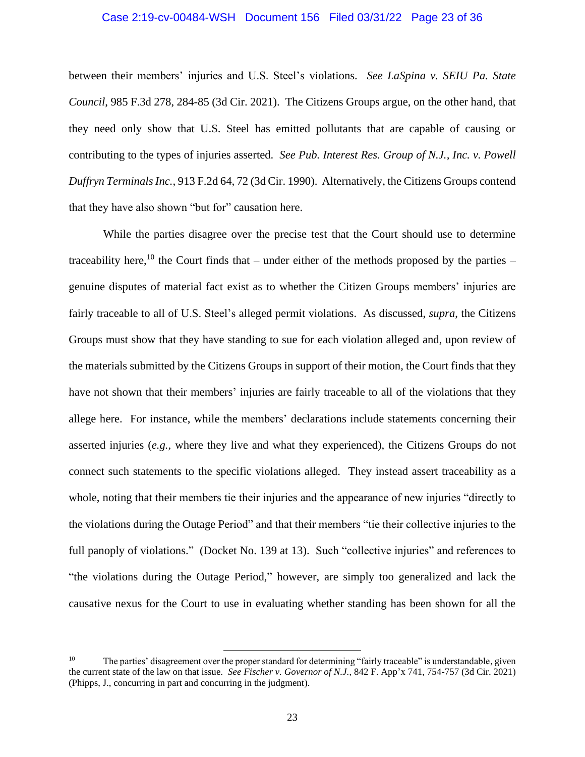between their members' injuries and U.S. Steel's violations. *See LaSpina v. SEIU Pa. State Council*, 985 F.3d 278, 284-85 (3d Cir. 2021). The Citizens Groups argue, on the other hand, that they need only show that U.S. Steel has emitted pollutants that are capable of causing or contributing to the types of injuries asserted. *See Pub. Interest Res. Group of N.J., Inc. v. Powell Duffryn Terminals Inc.*, 913 F.2d 64, 72 (3d Cir. 1990). Alternatively, the Citizens Groups contend that they have also shown "but for" causation here.

While the parties disagree over the precise test that the Court should use to determine traceability here,[10] the Court finds that – under either of the methods proposed by the parties – genuine disputes of material fact exist as to whether the Citizen Groups members' injuries are fairly traceable to all of U.S. Steel's alleged permit violations. As discussed, *supra*, the Citizens Groups must show that they have standing to sue for each violation alleged and, upon review of the materials submitted by the Citizens Groups in support of their motion, the Court finds that they have not shown that their members' injuries are fairly traceable to all of the violations that they allege here. For instance, while the members' declarations include statements concerning their asserted injuries (*e.g.*, where they live and what they experienced), the Citizens Groups do not connect such statements to the specific violations alleged. They instead assert traceability as a whole, noting that their members tie their injuries and the appearance of new injuries "directly to the violations during the Outage Period" and that their members "tie their collective injuries to the full panoply of violations." (Docket No. 139 at 13). Such "collective injuries" and references to "the violations during the Outage Period," however, are simply too generalized and lack the causative nexus for the Court to use in evaluating whether standing has been shown for all the

---

[10] The parties' disagreement over the proper standard for determining "fairly traceable" is understandable, given the current state of the law on that issue. *See Fischer v. Governor of N.J.*, 842 F. App'x 741, 754-757 (3d Cir. 2021) (Phipps, J., concurring in part and concurring in the judgment).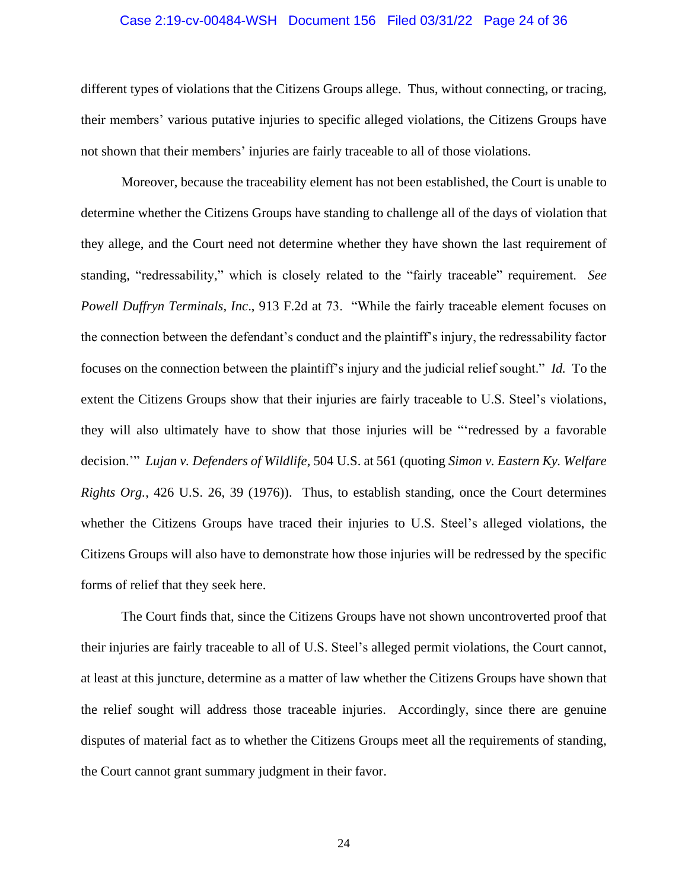different types of violations that the Citizens Groups allege. Thus, without connecting, or tracing, their members' various putative injuries to specific alleged violations, the Citizens Groups have not shown that their members' injuries are fairly traceable to all of those violations.

Moreover, because the traceability element has not been established, the Court is unable to determine whether the Citizens Groups have standing to challenge all of the days of violation that they allege, and the Court need not determine whether they have shown the last requirement of standing, "redressability," which is closely related to the "fairly traceable" requirement. *See Powell Duffryn Terminals, Inc*., 913 F.2d at 73. "While the fairly traceable element focuses on the connection between the defendant's conduct and the plaintiff's injury, the redressability factor focuses on the connection between the plaintiff's injury and the judicial relief sought." *Id.* To the extent the Citizens Groups show that their injuries are fairly traceable to U.S. Steel's violations, they will also ultimately have to show that those injuries will be "'redressed by a favorable decision.'" *Lujan v. Defenders of Wildlife*, 504 U.S. at 561 (quoting *Simon v. Eastern Ky. Welfare Rights Org.*, 426 U.S. 26, 39 (1976)). Thus, to establish standing, once the Court determines whether the Citizens Groups have traced their injuries to U.S. Steel's alleged violations, the Citizens Groups will also have to demonstrate how those injuries will be redressed by the specific forms of relief that they seek here.

The Court finds that, since the Citizens Groups have not shown uncontroverted proof that their injuries are fairly traceable to all of U.S. Steel's alleged permit violations, the Court cannot, at least at this juncture, determine as a matter of law whether the Citizens Groups have shown that the relief sought will address those traceable injuries. Accordingly, since there are genuine disputes of material fact as to whether the Citizens Groups meet all the requirements of standing, the Court cannot grant summary judgment in their favor.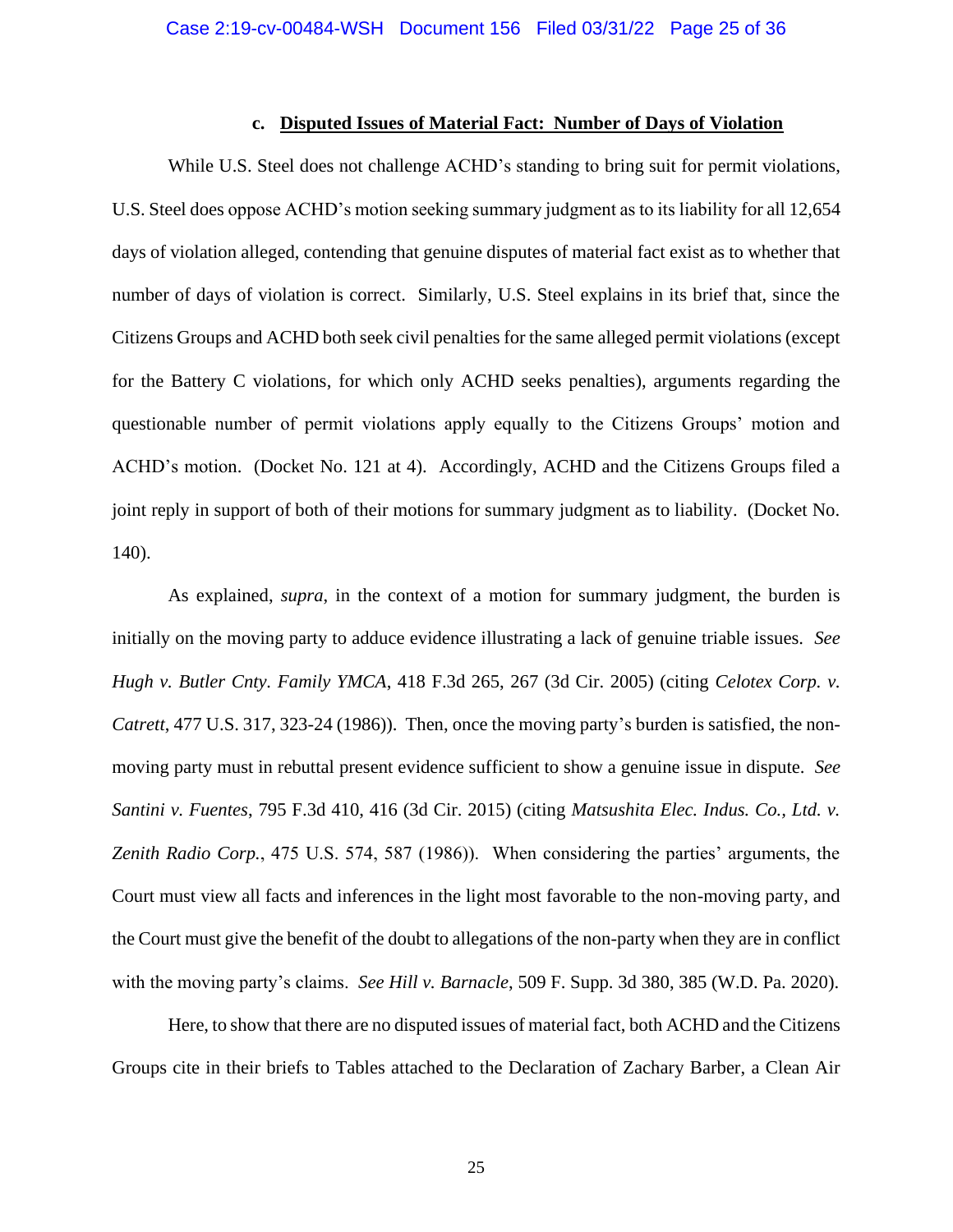### c. **Disputed Issues of Material Fact: Number of Days of Violation**

While U.S. Steel does not challenge ACHD's standing to bring suit for permit violations, U.S. Steel does oppose ACHD's motion seeking summary judgment as to its liability for all 12,654 days of violation alleged, contending that genuine disputes of material fact exist as to whether that number of days of violation is correct. Similarly, U.S. Steel explains in its brief that, since the Citizens Groups and ACHD both seek civil penalties for the same alleged permit violations (except for the Battery C violations, for which only ACHD seeks penalties), arguments regarding the questionable number of permit violations apply equally to the Citizens Groups' motion and ACHD's motion. (Docket No. 121 at 4). Accordingly, ACHD and the Citizens Groups filed a joint reply in support of both of their motions for summary judgment as to liability. (Docket No. 140).

As explained, *supra*, in the context of a motion for summary judgment, the burden is initially on the moving party to adduce evidence illustrating a lack of genuine triable issues. *See Hugh v. Butler Cnty. Family YMCA*, 418 F.3d 265, 267 (3d Cir. 2005) (citing *Celotex Corp. v. Catrett*, 477 U.S. 317, 323-24 (1986)). Then, once the moving party's burden is satisfied, the non-moving party must in rebuttal present evidence sufficient to show a genuine issue in dispute. *See Santini v. Fuentes*, 795 F.3d 410, 416 (3d Cir. 2015) (citing *Matsushita Elec. Indus. Co., Ltd. v. Zenith Radio Corp.*, 475 U.S. 574, 587 (1986)). When considering the parties' arguments, the Court must view all facts and inferences in the light most favorable to the non-moving party, and the Court must give the benefit of the doubt to allegations of the non-party when they are in conflict with the moving party's claims. *See Hill v. Barnacle*, 509 F. Supp. 3d 380, 385 (W.D. Pa. 2020).

Here, to show that there are no disputed issues of material fact, both ACHD and the Citizens Groups cite in their briefs to Tables attached to the Declaration of Zachary Barber, a Clean Air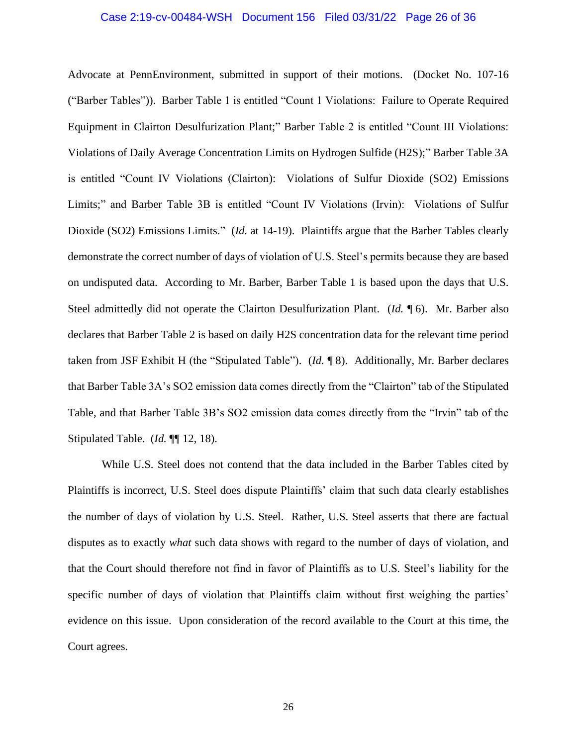Advocate at PennEnvironment, submitted in support of their motions. (Docket No. 107-16 ("Barber Tables")). Barber Table 1 is entitled "Count 1 Violations: Failure to Operate Required Equipment in Clairton Desulfurization Plant;" Barber Table 2 is entitled "Count III Violations: Violations of Daily Average Concentration Limits on Hydrogen Sulfide (H2S);" Barber Table 3A is entitled "Count IV Violations (Clairton): Violations of Sulfur Dioxide (SO2) Emissions Limits;" and Barber Table 3B is entitled "Count IV Violations (Irvin): Violations of Sulfur Dioxide (SO2) Emissions Limits." (*Id.* at 14-19). Plaintiffs argue that the Barber Tables clearly demonstrate the correct number of days of violation of U.S. Steel's permits because they are based on undisputed data. According to Mr. Barber, Barber Table 1 is based upon the days that U.S. Steel admittedly did not operate the Clairton Desulfurization Plant. (*Id.* ¶ 6). Mr. Barber also declares that Barber Table 2 is based on daily H2S concentration data for the relevant time period taken from JSF Exhibit H (the "Stipulated Table"). (*Id.* ¶ 8). Additionally, Mr. Barber declares that Barber Table 3A's SO2 emission data comes directly from the "Clairton" tab of the Stipulated Table, and that Barber Table 3B's SO2 emission data comes directly from the "Irvin" tab of the Stipulated Table. (*Id.* ¶¶ 12, 18).

While U.S. Steel does not contend that the data included in the Barber Tables cited by Plaintiffs is incorrect, U.S. Steel does dispute Plaintiffs' claim that such data clearly establishes the number of days of violation by U.S. Steel. Rather, U.S. Steel asserts that there are factual disputes as to exactly *what* such data shows with regard to the number of days of violation, and that the Court should therefore not find in favor of Plaintiffs as to U.S. Steel's liability for the specific number of days of violation that Plaintiffs claim without first weighing the parties' evidence on this issue. Upon consideration of the record available to the Court at this time, the Court agrees.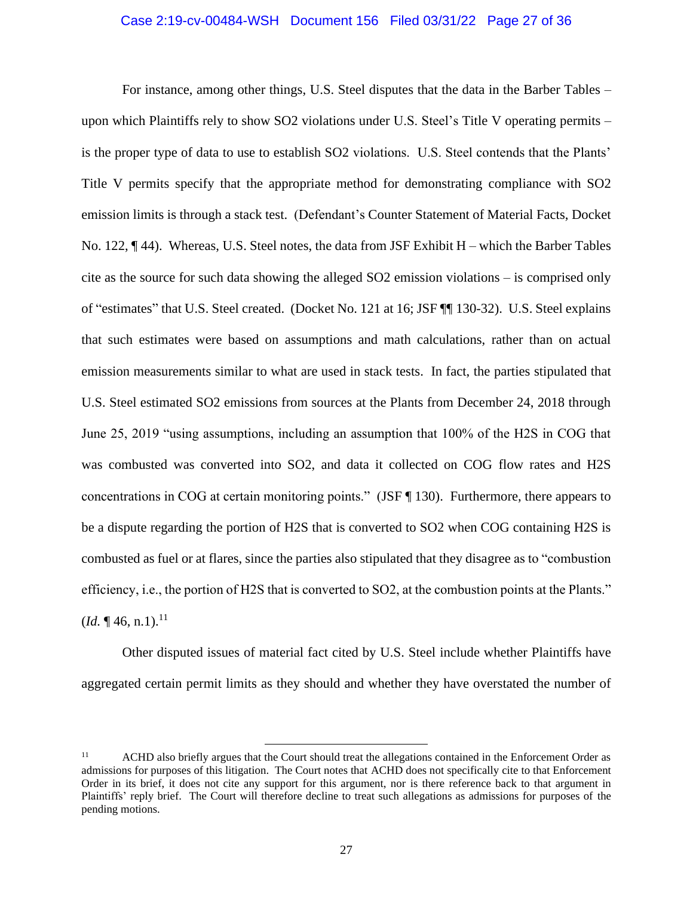For instance, among other things, U.S. Steel disputes that the data in the Barber Tables – upon which Plaintiffs rely to show $SO_2$ violations under U.S. Steel's Title V operating permits – is the proper type of data to use to establish $SO_2$ violations. U.S. Steel contends that the Plants' Title V permits specify that the appropriate method for demonstrating compliance with $SO_2$ emission limits is through a stack test. (Defendant's Counter Statement of Material Facts, Docket No. 122, ¶ 44). Whereas, U.S. Steel notes, the data from JSF Exhibit H – which the Barber Tables cite as the source for such data showing the alleged $SO_2$ emission violations – is comprised only of "estimates" that U.S. Steel created. (Docket No. 121 at 16; JSF ¶¶ 130-32). U.S. Steel explains that such estimates were based on assumptions and math calculations, rather than on actual emission measurements similar to what are used in stack tests. In fact, the parties stipulated that U.S. Steel estimated $SO_2$ emissions from sources at the Plants from December 24, 2018 through June 25, 2019 "using assumptions, including an assumption that 100% of the $H_2S$ in COG that was combusted was converted into $SO_2$, and data it collected on COG flow rates and $H_2S$ concentrations in COG at certain monitoring points." (JSF ¶ 130). Furthermore, there appears to be a dispute regarding the portion of $H_2S$ that is converted to $SO_2$ when COG containing $H_2S$ is combusted as fuel or at flares, since the parties also stipulated that they disagree as to "combustion efficiency, i.e., the portion of $H_2S$ that is converted to $SO_2$, at the combustion points at the Plants." (*Id.* ¶ 46, n.1).[11]

Other disputed issues of material fact cited by U.S. Steel include whether Plaintiffs have aggregated certain permit limits as they should and whether they have overstated the number of

---

[11] ACHD also briefly argues that the Court should treat the allegations contained in the Enforcement Order as admissions for purposes of this litigation. The Court notes that ACHD does not specifically cite to that Enforcement Order in its brief, it does not cite any support for this argument, nor is there reference back to that argument in Plaintiffs' reply brief. The Court will therefore decline to treat such allegations as admissions for purposes of the pending motions.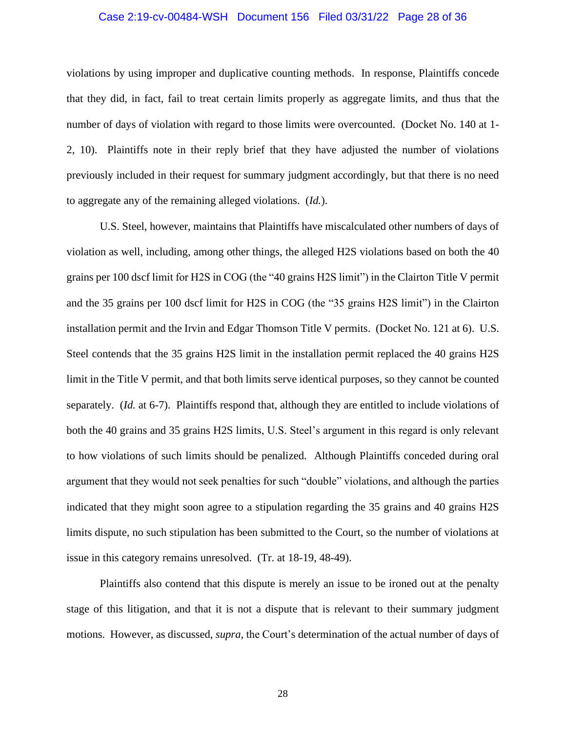violations by using improper and duplicative counting methods. In response, Plaintiffs concede that they did, in fact, fail to treat certain limits properly as aggregate limits, and thus that the number of days of violation with regard to those limits were overcounted. (Docket No. 140 at 1-2, 10). Plaintiffs note in their reply brief that they have adjusted the number of violations previously included in their request for summary judgment accordingly, but that there is no need to aggregate any of the remaining alleged violations. (*Id.*).

U.S. Steel, however, maintains that Plaintiffs have miscalculated other numbers of days of violation as well, including, among other things, the alleged $H_2S$ violations based on both the 40 grains per 100 dscf limit for $H_2S$ in COG (the "40 grains $H_2S$ limit") in the Clairton Title V permit and the 35 grains per 100 dscf limit for $H_2S$ in COG (the "35 grains $H_2S$ limit") in the Clairton installation permit and the Irvin and Edgar Thomson Title V permits. (Docket No. 121 at 6). U.S. Steel contends that the 35 grains $H_2S$ limit in the installation permit replaced the 40 grains $H_2S$ limit in the Title V permit, and that both limits serve identical purposes, so they cannot be counted separately. (*Id.* at 6-7). Plaintiffs respond that, although they are entitled to include violations of both the 40 grains and 35 grains $H_2S$ limits, U.S. Steel's argument in this regard is only relevant to how violations of such limits should be penalized. Although Plaintiffs conceded during oral argument that they would not seek penalties for such "double" violations, and although the parties indicated that they might soon agree to a stipulation regarding the 35 grains and 40 grains $H_2S$ limits dispute, no such stipulation has been submitted to the Court, so the number of violations at issue in this category remains unresolved. (Tr. at 18-19, 48-49).

Plaintiffs also contend that this dispute is merely an issue to be ironed out at the penalty stage of this litigation, and that it is not a dispute that is relevant to their summary judgment motions. However, as discussed, *supra*, the Court's determination of the actual number of days of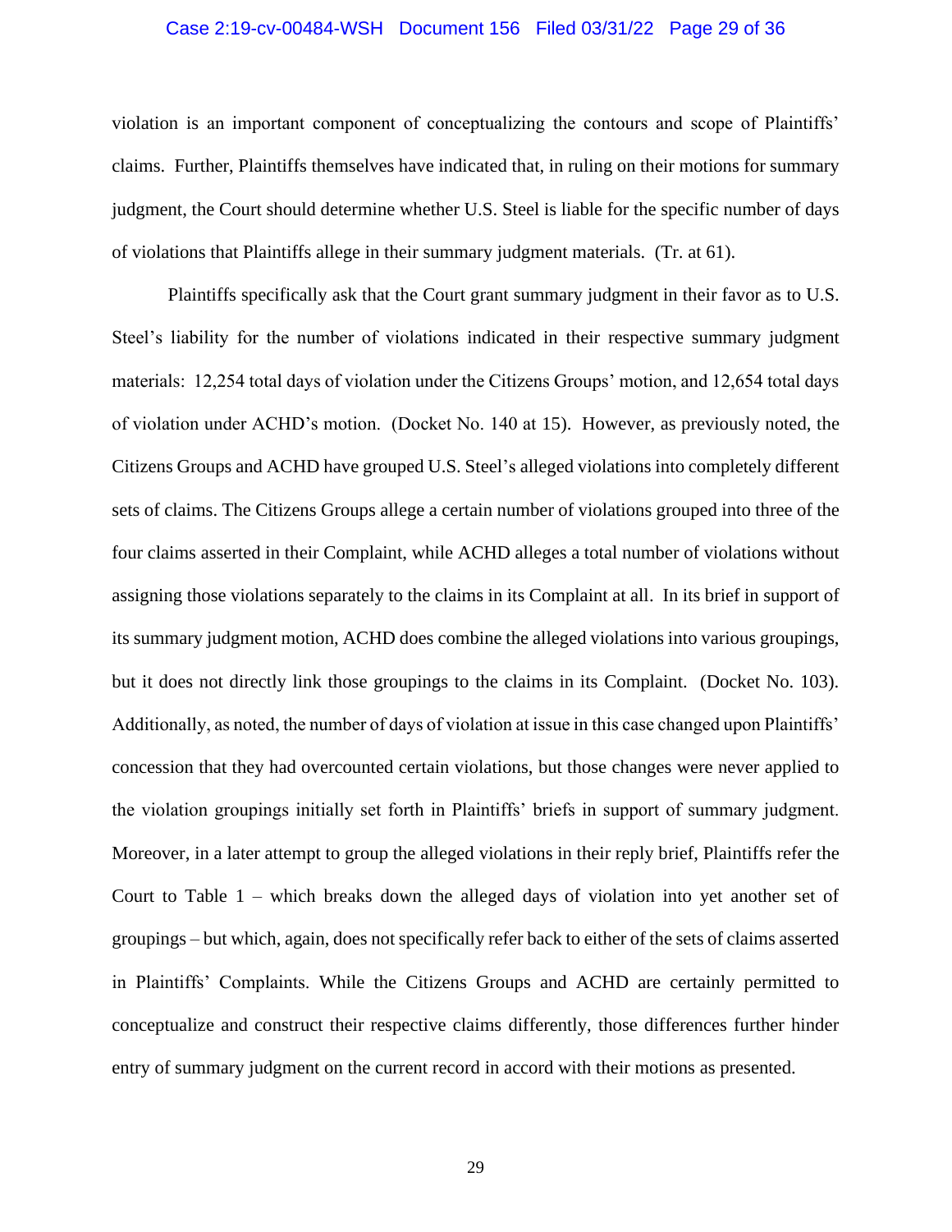violation is an important component of conceptualizing the contours and scope of Plaintiffs' claims. Further, Plaintiffs themselves have indicated that, in ruling on their motions for summary judgment, the Court should determine whether U.S. Steel is liable for the specific number of days of violations that Plaintiffs allege in their summary judgment materials. (Tr. at 61).

Plaintiffs specifically ask that the Court grant summary judgment in their favor as to U.S. Steel's liability for the number of violations indicated in their respective summary judgment materials: 12,254 total days of violation under the Citizens Groups' motion, and 12,654 total days of violation under ACHD's motion. (Docket No. 140 at 15). However, as previously noted, the Citizens Groups and ACHD have grouped U.S. Steel's alleged violations into completely different sets of claims. The Citizens Groups allege a certain number of violations grouped into three of the four claims asserted in their Complaint, while ACHD alleges a total number of violations without assigning those violations separately to the claims in its Complaint at all. In its brief in support of its summary judgment motion, ACHD does combine the alleged violations into various groupings, but it does not directly link those groupings to the claims in its Complaint. (Docket No. 103). Additionally, as noted, the number of days of violation at issue in this case changed upon Plaintiffs' concession that they had overcounted certain violations, but those changes were never applied to the violation groupings initially set forth in Plaintiffs' briefs in support of summary judgment. Moreover, in a later attempt to group the alleged violations in their reply brief, Plaintiffs refer the Court to Table 1 – which breaks down the alleged days of violation into yet another set of groupings – but which, again, does not specifically refer back to either of the sets of claims asserted in Plaintiffs' Complaints. While the Citizens Groups and ACHD are certainly permitted to conceptualize and construct their respective claims differently, those differences further hinder entry of summary judgment on the current record in accord with their motions as presented.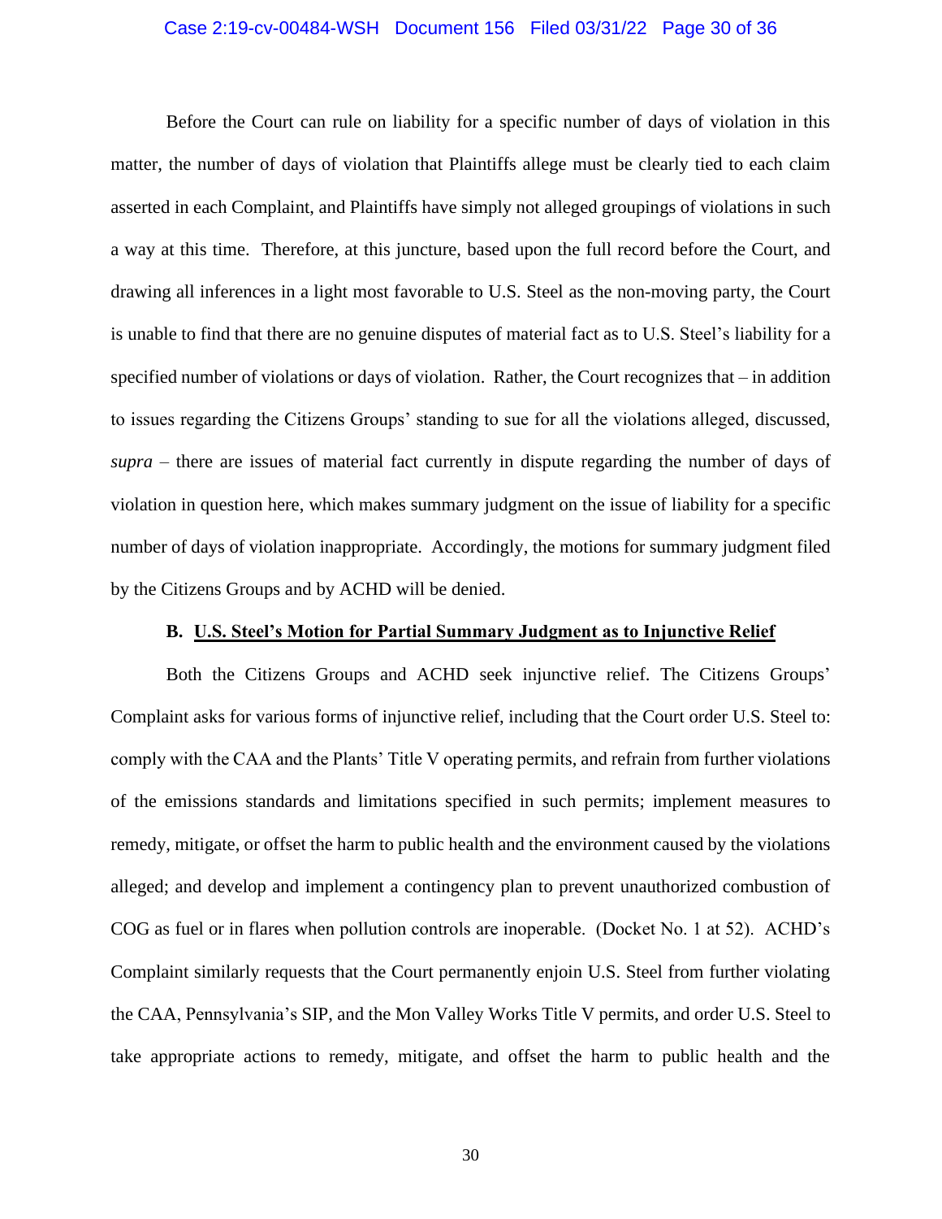Before the Court can rule on liability for a specific number of days of violation in this matter, the number of days of violation that Plaintiffs allege must be clearly tied to each claim asserted in each Complaint, and Plaintiffs have simply not alleged groupings of violations in such a way at this time. Therefore, at this juncture, based upon the full record before the Court, and drawing all inferences in a light most favorable to U.S. Steel as the non-moving party, the Court is unable to find that there are no genuine disputes of material fact as to U.S. Steel's liability for a specified number of violations or days of violation. Rather, the Court recognizes that – in addition to issues regarding the Citizens Groups' standing to sue for all the violations alleged, discussed, *supra* – there are issues of material fact currently in dispute regarding the number of days of violation in question here, which makes summary judgment on the issue of liability for a specific number of days of violation inappropriate. Accordingly, the motions for summary judgment filed by the Citizens Groups and by ACHD will be denied.

### B. <u>U.S. Steel's Motion for Partial Summary Judgment as to Injunctive Relief</u>

Both the Citizens Groups and ACHD seek injunctive relief. The Citizens Groups' Complaint asks for various forms of injunctive relief, including that the Court order U.S. Steel to: comply with the CAA and the Plants' Title V operating permits, and refrain from further violations of the emissions standards and limitations specified in such permits; implement measures to remedy, mitigate, or offset the harm to public health and the environment caused by the violations alleged; and develop and implement a contingency plan to prevent unauthorized combustion of COG as fuel or in flares when pollution controls are inoperable. (Docket No. 1 at 52). ACHD's Complaint similarly requests that the Court permanently enjoin U.S. Steel from further violating the CAA, Pennsylvania's SIP, and the Mon Valley Works Title V permits, and order U.S. Steel to take appropriate actions to remedy, mitigate, and offset the harm to public health and the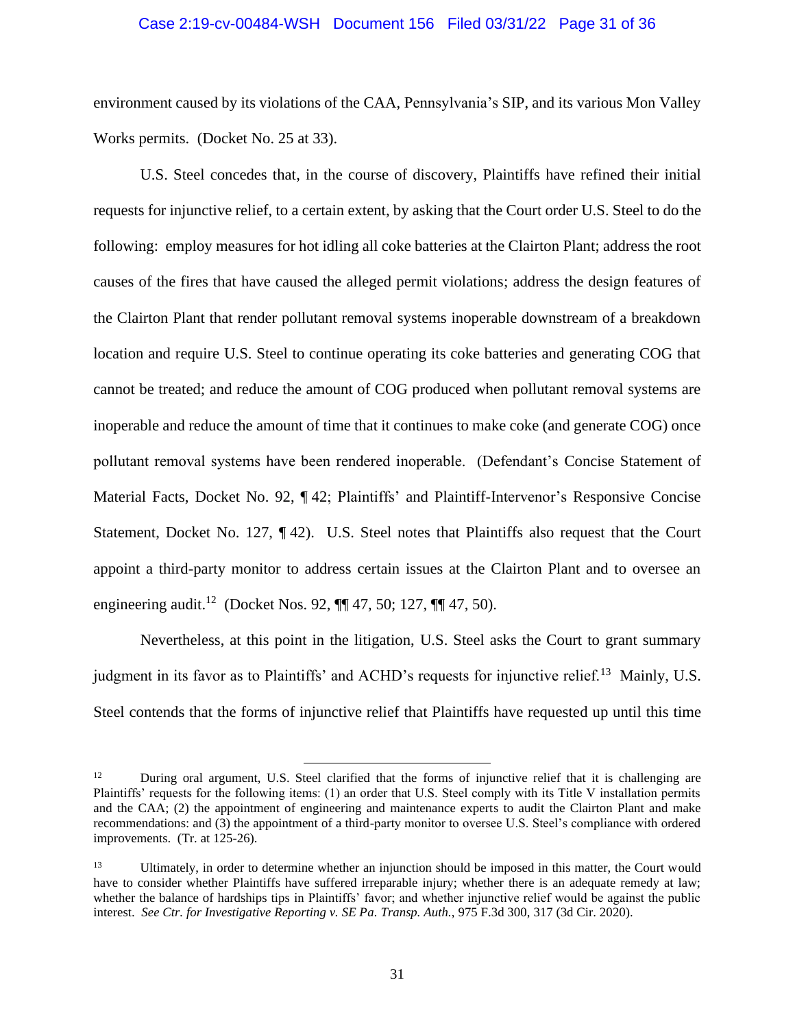environment caused by its violations of the CAA, Pennsylvania's SIP, and its various Mon Valley Works permits. (Docket No. 25 at 33).

U.S. Steel concedes that, in the course of discovery, Plaintiffs have refined their initial requests for injunctive relief, to a certain extent, by asking that the Court order U.S. Steel to do the following: employ measures for hot idling all coke batteries at the Clairton Plant; address the root causes of the fires that have caused the alleged permit violations; address the design features of the Clairton Plant that render pollutant removal systems inoperable downstream of a breakdown location and require U.S. Steel to continue operating its coke batteries and generating COG that cannot be treated; and reduce the amount of COG produced when pollutant removal systems are inoperable and reduce the amount of time that it continues to make coke (and generate COG) once pollutant removal systems have been rendered inoperable. (Defendant's Concise Statement of Material Facts, Docket No. 92, ¶ 42; Plaintiffs' and Plaintiff-Intervenor's Responsive Concise Statement, Docket No. 127, ¶ 42). U.S. Steel notes that Plaintiffs also request that the Court appoint a third-party monitor to address certain issues at the Clairton Plant and to oversee an engineering audit.[12] (Docket Nos. 92, ¶¶ 47, 50; 127, ¶¶ 47, 50).

Nevertheless, at this point in the litigation, U.S. Steel asks the Court to grant summary judgment in its favor as to Plaintiffs' and ACHD's requests for injunctive relief.[13] Mainly, U.S. Steel contends that the forms of injunctive relief that Plaintiffs have requested up until this time

---

[12] During oral argument, U.S. Steel clarified that the forms of injunctive relief that it is challenging are Plaintiffs' requests for the following items: (1) an order that U.S. Steel comply with its Title V installation permits and the CAA; (2) the appointment of engineering and maintenance experts to audit the Clairton Plant and make recommendations: and (3) the appointment of a third-party monitor to oversee U.S. Steel's compliance with ordered improvements. (Tr. at 125-26).

[13] Ultimately, in order to determine whether an injunction should be imposed in this matter, the Court would have to consider whether Plaintiffs have suffered irreparable injury; whether there is an adequate remedy at law; whether the balance of hardships tips in Plaintiffs' favor; and whether injunctive relief would be against the public interest. *See Ctr. for Investigative Reporting v. SE Pa. Transp. Auth.*, 975 F.3d 300, 317 (3d Cir. 2020).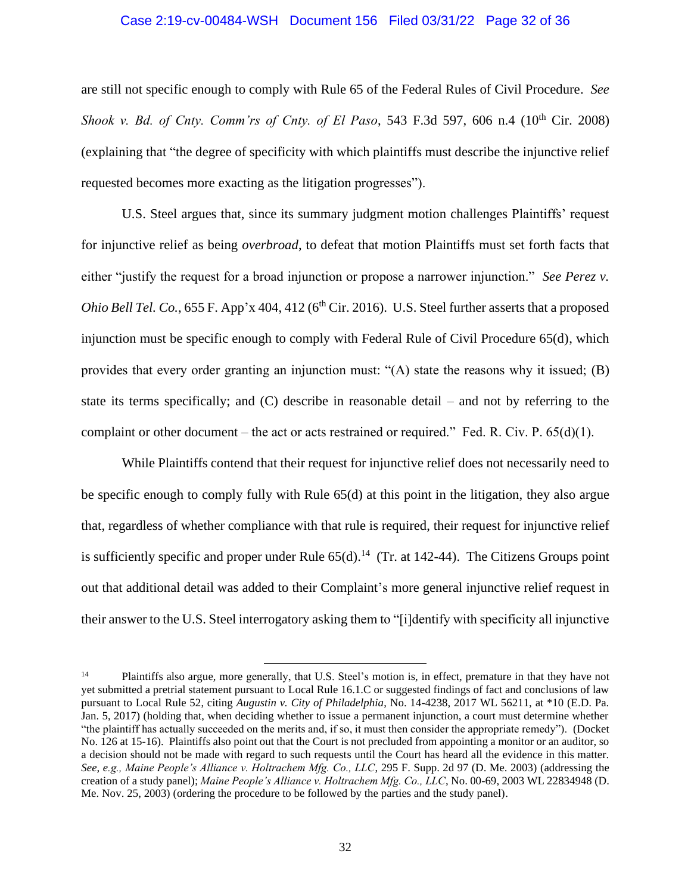are still not specific enough to comply with Rule 65 of the Federal Rules of Civil Procedure. *See Shook v. Bd. of Cnty. Comm'rs of Cnty. of El Paso*, 543 F.3d 597, 606 n.4 (10th Cir. 2008) (explaining that "the degree of specificity with which plaintiffs must describe the injunctive relief requested becomes more exacting as the litigation progresses").

U.S. Steel argues that, since its summary judgment motion challenges Plaintiffs' request for injunctive relief as being *overbroad*, to defeat that motion Plaintiffs must set forth facts that either "justify the request for a broad injunction or propose a narrower injunction." *See Perez v. Ohio Bell Tel. Co.*, 655 F. App'x 404, 412 (6th Cir. 2016). U.S. Steel further asserts that a proposed injunction must be specific enough to comply with Federal Rule of Civil Procedure 65(d), which provides that every order granting an injunction must: "(A) state the reasons why it issued; (B) state its terms specifically; and (C) describe in reasonable detail – and not by referring to the complaint or other document – the act or acts restrained or required." Fed. R. Civ. P. 65(d)(1).

While Plaintiffs contend that their request for injunctive relief does not necessarily need to be specific enough to comply fully with Rule 65(d) at this point in the litigation, they also argue that, regardless of whether compliance with that rule is required, their request for injunctive relief is sufficiently specific and proper under Rule 65(d).[14] (Tr. at 142-44). The Citizens Groups point out that additional detail was added to their Complaint's more general injunctive relief request in their answer to the U.S. Steel interrogatory asking them to "[i]dentify with specificity all injunctive

---

[14] Plaintiffs also argue, more generally, that U.S. Steel's motion is, in effect, premature in that they have not yet submitted a pretrial statement pursuant to Local Rule 16.1.C or suggested findings of fact and conclusions of law pursuant to Local Rule 52, citing *Augustin v. City of Philadelphia*, No. 14-4238, 2017 WL 56211, at *10 (E.D. Pa. Jan. 5, 2017) (holding that, when deciding whether to issue a permanent injunction, a court must determine whether "the plaintiff has actually succeeded on the merits and, if so, it must then consider the appropriate remedy"). (Docket No. 126 at 15-16). Plaintiffs also point out that the Court is not precluded from appointing a monitor or an auditor, so a decision should not be made with regard to such requests until the Court has heard all the evidence in this matter. *See, e.g., Maine People's Alliance v. Holtrachem Mfg. Co., LLC*, 295 F. Supp. 2d 97 (D. Me. 2003) (addressing the creation of a study panel); *Maine People's Alliance v. Holtrachem Mfg. Co., LLC*, No. 00-69, 2003 WL 22834948 (D. Me. Nov. 25, 2003) (ordering the procedure to be followed by the parties and the study panel).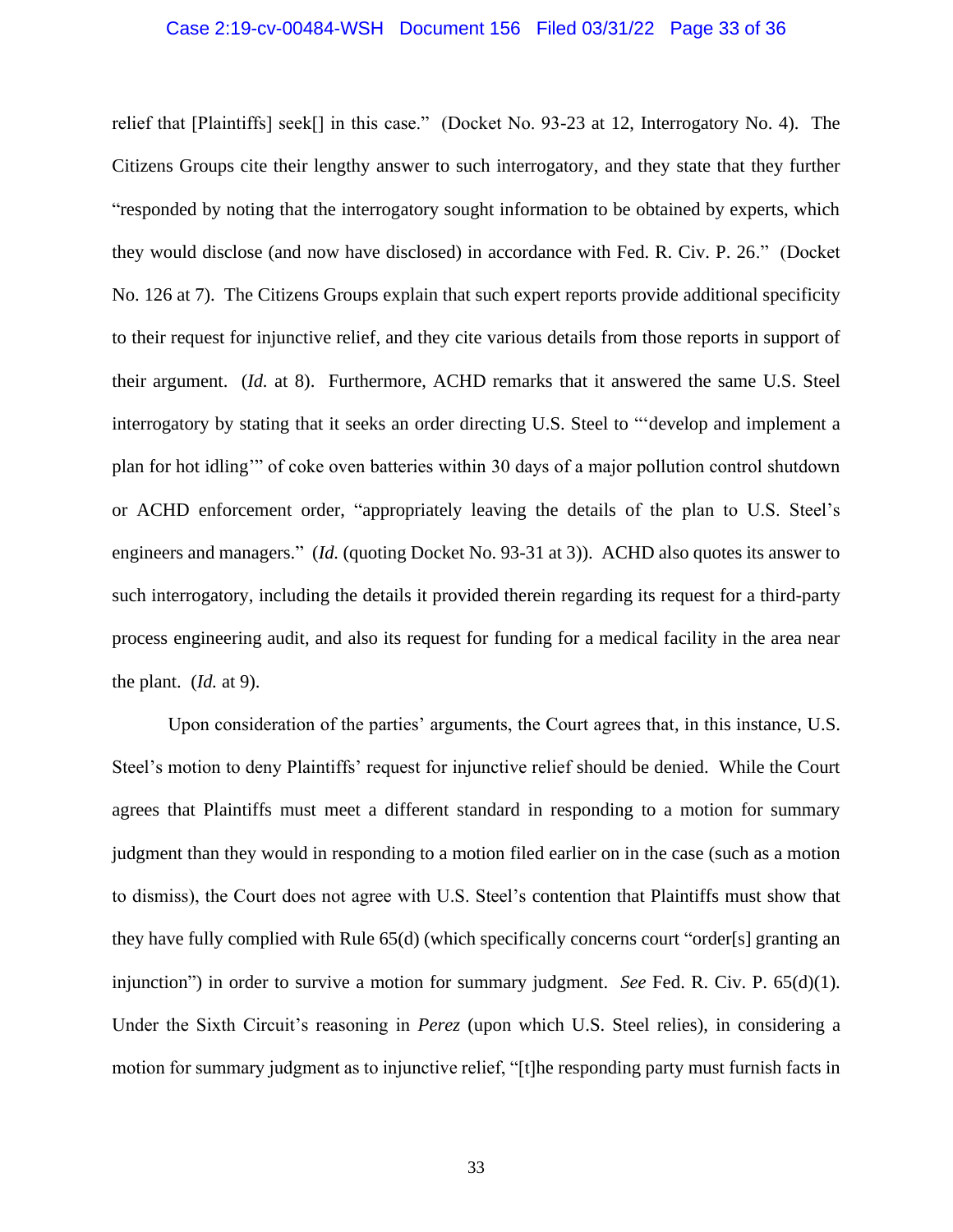relief that [Plaintiffs] seek[] in this case." (Docket No. 93-23 at 12, Interrogatory No. 4). The Citizens Groups cite their lengthy answer to such interrogatory, and they state that they further "responded by noting that the interrogatory sought information to be obtained by experts, which they would disclose (and now have disclosed) in accordance with Fed. R. Civ. P. 26." (Docket No. 126 at 7). The Citizens Groups explain that such expert reports provide additional specificity to their request for injunctive relief, and they cite various details from those reports in support of their argument. (*Id.* at 8). Furthermore, ACHD remarks that it answered the same U.S. Steel interrogatory by stating that it seeks an order directing U.S. Steel to "'develop and implement a plan for hot idling'" of coke oven batteries within 30 days of a major pollution control shutdown or ACHD enforcement order, "appropriately leaving the details of the plan to U.S. Steel's engineers and managers." (*Id.* (quoting Docket No. 93-31 at 3)). ACHD also quotes its answer to such interrogatory, including the details it provided therein regarding its request for a third-party process engineering audit, and also its request for funding for a medical facility in the area near the plant. (*Id.* at 9).

Upon consideration of the parties' arguments, the Court agrees that, in this instance, U.S. Steel's motion to deny Plaintiffs' request for injunctive relief should be denied. While the Court agrees that Plaintiffs must meet a different standard in responding to a motion for summary judgment than they would in responding to a motion filed earlier on in the case (such as a motion to dismiss), the Court does not agree with U.S. Steel's contention that Plaintiffs must show that they have fully complied with Rule 65(d) (which specifically concerns court "order[s] granting an injunction") in order to survive a motion for summary judgment. *See* Fed. R. Civ. P. 65(d)(1). Under the Sixth Circuit's reasoning in *Perez* (upon which U.S. Steel relies), in considering a motion for summary judgment as to injunctive relief, "[t]he responding party must furnish facts in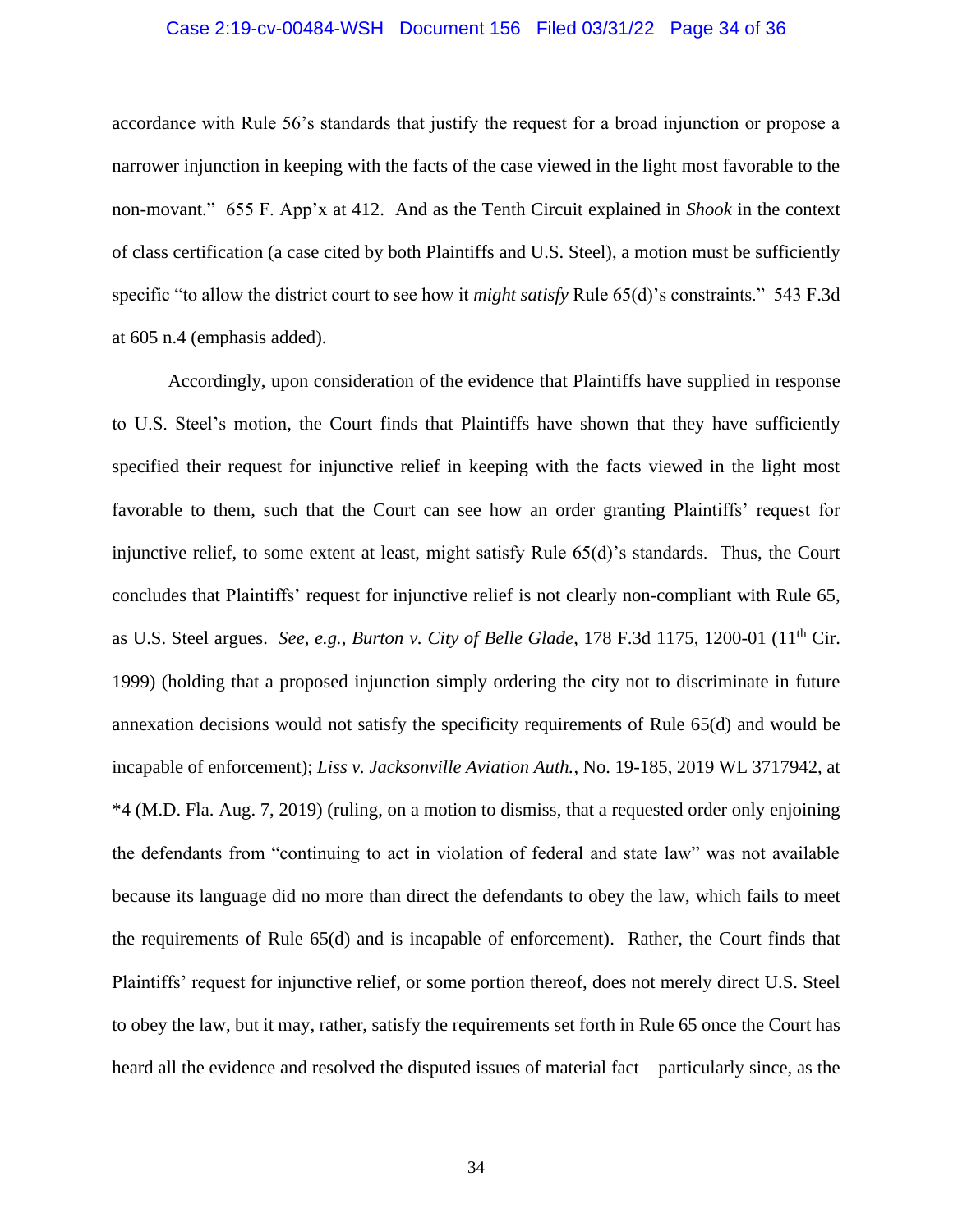accordance with Rule 56's standards that justify the request for a broad injunction or propose a narrower injunction in keeping with the facts of the case viewed in the light most favorable to the non-movant." 655 F. App'x at 412. And as the Tenth Circuit explained in *Shook* in the context of class certification (a case cited by both Plaintiffs and U.S. Steel), a motion must be sufficiently specific "to allow the district court to see how it *might satisfy* Rule 65(d)'s constraints." 543 F.3d at 605 n.4 (emphasis added).

Accordingly, upon consideration of the evidence that Plaintiffs have supplied in response to U.S. Steel's motion, the Court finds that Plaintiffs have shown that they have sufficiently specified their request for injunctive relief in keeping with the facts viewed in the light most favorable to them, such that the Court can see how an order granting Plaintiffs' request for injunctive relief, to some extent at least, might satisfy Rule 65(d)'s standards. Thus, the Court concludes that Plaintiffs' request for injunctive relief is not clearly non-compliant with Rule 65, as U.S. Steel argues. *See, e.g.*, *Burton v. City of Belle Glade*, 178 F.3d 1175, 1200-01 (11th Cir. 1999) (holding that a proposed injunction simply ordering the city not to discriminate in future annexation decisions would not satisfy the specificity requirements of Rule 65(d) and would be incapable of enforcement); *Liss v. Jacksonville Aviation Auth.*, No. 19-185, 2019 WL 3717942, at *4 (M.D. Fla. Aug. 7, 2019) (ruling, on a motion to dismiss, that a requested order only enjoining the defendants from "continuing to act in violation of federal and state law" was not available because its language did no more than direct the defendants to obey the law, which fails to meet the requirements of Rule 65(d) and is incapable of enforcement). Rather, the Court finds that Plaintiffs' request for injunctive relief, or some portion thereof, does not merely direct U.S. Steel to obey the law, but it may, rather, satisfy the requirements set forth in Rule 65 once the Court has heard all the evidence and resolved the disputed issues of material fact – particularly since, as the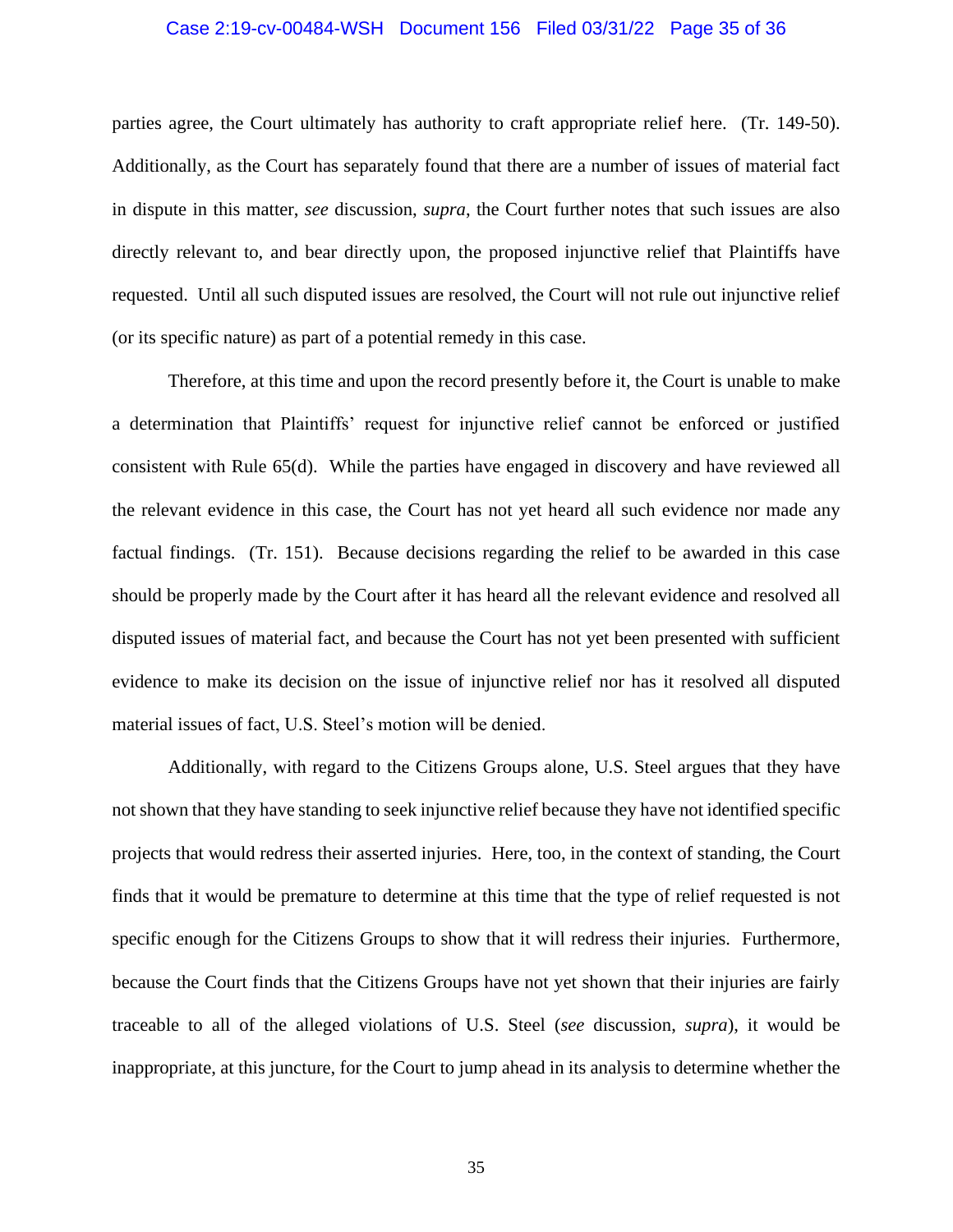parties agree, the Court ultimately has authority to craft appropriate relief here. (Tr. 149-50). Additionally, as the Court has separately found that there are a number of issues of material fact in dispute in this matter, *see* discussion, *supra*, the Court further notes that such issues are also directly relevant to, and bear directly upon, the proposed injunctive relief that Plaintiffs have requested. Until all such disputed issues are resolved, the Court will not rule out injunctive relief (or its specific nature) as part of a potential remedy in this case.

Therefore, at this time and upon the record presently before it, the Court is unable to make a determination that Plaintiffs' request for injunctive relief cannot be enforced or justified consistent with Rule 65(d). While the parties have engaged in discovery and have reviewed all the relevant evidence in this case, the Court has not yet heard all such evidence nor made any factual findings. (Tr. 151). Because decisions regarding the relief to be awarded in this case should be properly made by the Court after it has heard all the relevant evidence and resolved all disputed issues of material fact, and because the Court has not yet been presented with sufficient evidence to make its decision on the issue of injunctive relief nor has it resolved all disputed material issues of fact, U.S. Steel's motion will be denied.

Additionally, with regard to the Citizens Groups alone, U.S. Steel argues that they have not shown that they have standing to seek injunctive relief because they have not identified specific projects that would redress their asserted injuries. Here, too, in the context of standing, the Court finds that it would be premature to determine at this time that the type of relief requested is not specific enough for the Citizens Groups to show that it will redress their injuries. Furthermore, because the Court finds that the Citizens Groups have not yet shown that their injuries are fairly traceable to all of the alleged violations of U.S. Steel (*see* discussion, *supra*), it would be inappropriate, at this juncture, for the Court to jump ahead in its analysis to determine whether the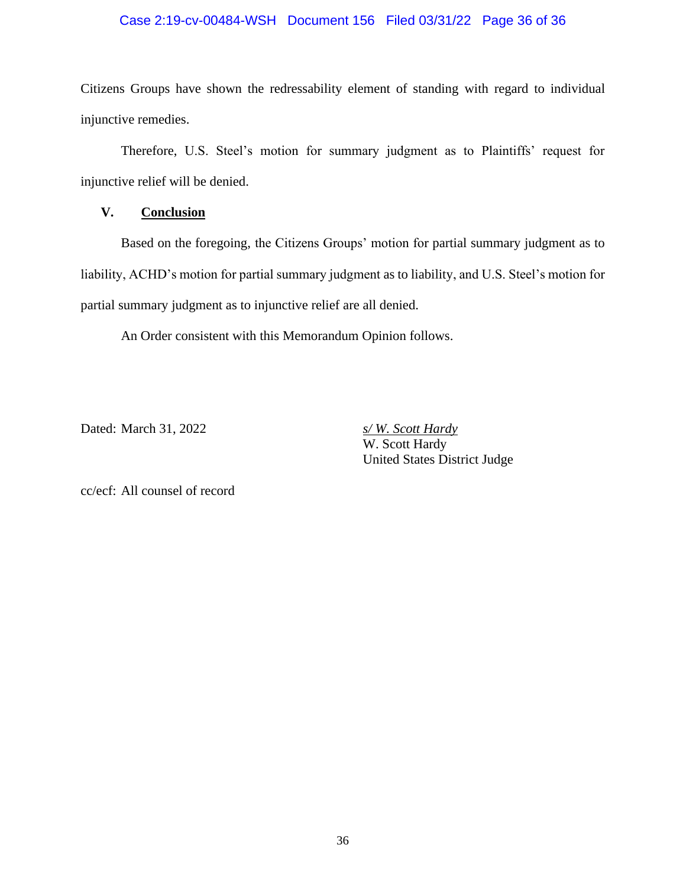Citizens Groups have shown the redressability element of standing with regard to individual injunctive remedies.

Therefore, U.S. Steel's motion for summary judgment as to Plaintiffs' request for injunctive relief will be denied.

## V. Conclusion

Based on the foregoing, the Citizens Groups' motion for partial summary judgment as to liability, ACHD's motion for partial summary judgment as to liability, and U.S. Steel's motion for partial summary judgment as to injunctive relief are all denied.

An Order consistent with this Memorandum Opinion follows.

Dated: March 31, 2022

*s/ W. Scott Hardy*
W. Scott Hardy
United States District Judge

cc/ecf: All counsel of record